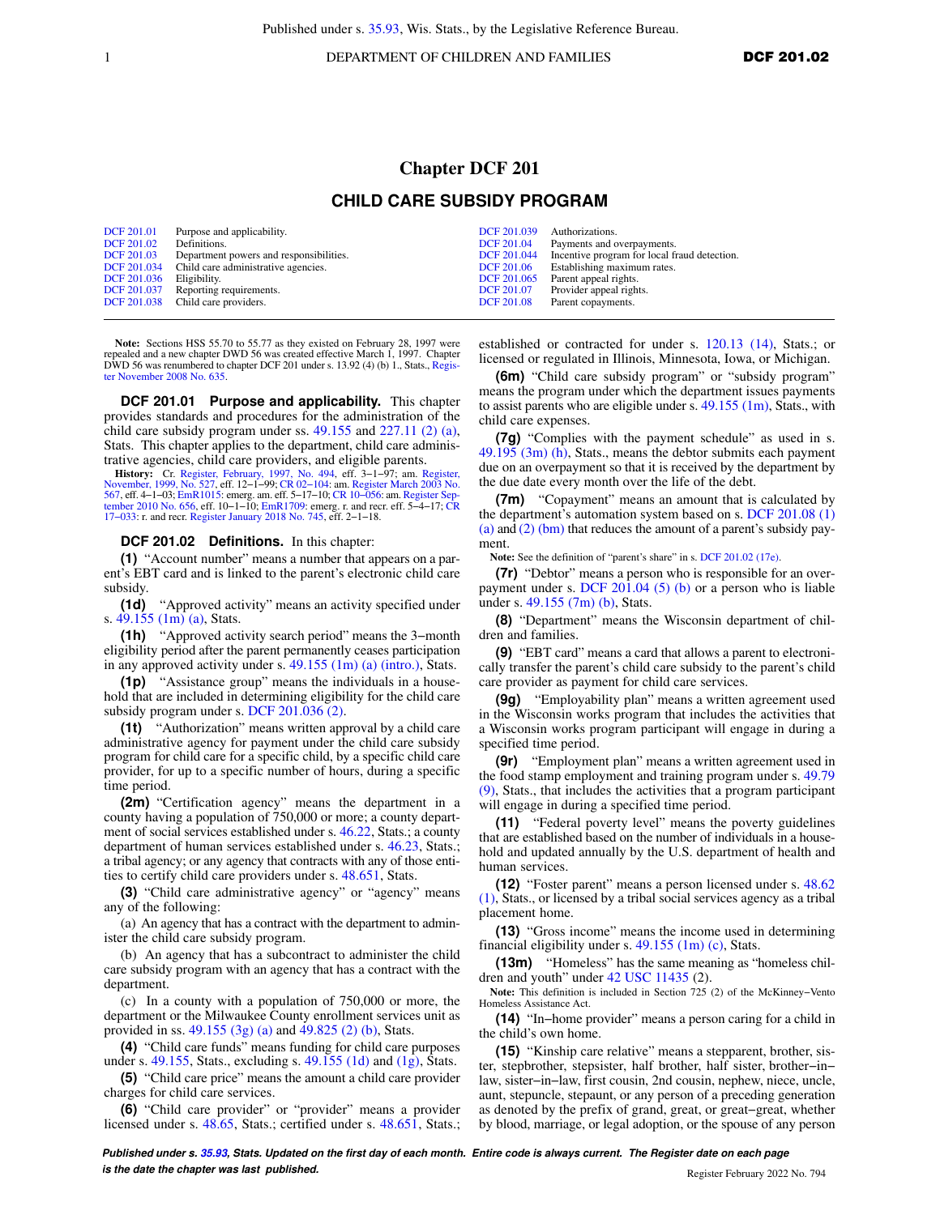# Chapter DCF 201

## CHILD CARE SUBSIDY PROGRAM

| | | | |
|---|---|---|---|
| DCF 201.01 | Purpose and applicability. | DCF 201.039 | Authorizations. |
| DCF 201.02 | Definitions. | DCF 201.04 | Payments and overpayments. |
| DCF 201.03 | Department powers and responsibilities. | DCF 201.044 | Incentive program for local fraud detection. |
| DCF 201.034 | Child care administrative agencies. | DCF 201.06 | Establishing maximum rates. |
| DCF 201.036 | Eligibility. | DCF 201.065 | Parent appeal rights. |
| DCF 201.037 | Reporting requirements. | DCF 201.07 | Provider appeal rights. |
| DCF 201.038 | Child care providers. | DCF 201.08 | Parent copayments. |

**Note:** Sections HSS 55.70 to 55.77 as they existed on February 28, 1997 were repealed and a new chapter DWD 56 was created effective March 1, 1997. Chapter DWD 56 was renumbered to chapter DCF 201 under s. 13.92 (4) (b) 1., Stats., Register November 2008 No. 635.

**DCF 201.01 Purpose and applicability.** This chapter provides standards and procedures for the administration of the child care subsidy program under ss. 49.155 and 227.11 (2) (a), Stats. This chapter applies to the department, child care administrative agencies, child care providers, and eligible parents.

**History:** Cr. Register, February, 1997, No. 494, eff. 3–1–97; am. Register, November, 1999, No. 527, eff. 12–1–99; CR 02–104: am. Register March 2003 No. 567, eff. 4–1–03; EmR1015: emerg. am. eff. 5–17–10; CR 10–056: am. Register September 2010 No. 656, eff. 10–1–10; EmR1709: emerg. r. and recr. eff. 5–4–17; CR 17–033: r. and recr. Register January 2018 No. 745, eff. 2–1–18.

**DCF 201.02 Definitions.** In this chapter:

**(1)** "Account number" means a number that appears on a parent's EBT card and is linked to the parent's electronic child care subsidy.

**(1d)** "Approved activity" means an activity specified under s. 49.155 (1m) (a), Stats.

**(1h)** "Approved activity search period" means the 3–month eligibility period after the parent permanently ceases participation in any approved activity under s. 49.155 (1m) (a) (intro.), Stats.

**(1p)** "Assistance group" means the individuals in a household that are included in determining eligibility for the child care subsidy program under s. DCF 201.036 (2).

**(1t)** "Authorization" means written approval by a child care administrative agency for payment under the child care subsidy program for child care for a specific child, by a specific child care provider, for up to a specific number of hours, during a specific time period.

**(2m)** "Certification agency" means the department in a county having a population of 750,000 or more; a county department of social services established under s. 46.22, Stats.; a county department of human services established under s. 46.23, Stats.; a tribal agency; or any agency that contracts with any of those entities to certify child care providers under s. 48.651, Stats.

**(3)** "Child care administrative agency" or "agency" means any of the following:

(a) An agency that has a contract with the department to administer the child care subsidy program.

(b) An agency that has a subcontract to administer the child care subsidy program with an agency that has a contract with the department.

(c) In a county with a population of 750,000 or more, the department or the Milwaukee County enrollment services unit as provided in ss. 49.155 (3g) (a) and 49.825 (2) (b), Stats.

**(4)** "Child care funds" means funding for child care purposes under s. 49.155, Stats., excluding s. 49.155 (1d) and (1g), Stats.

**(5)** "Child care price" means the amount a child care provider charges for child care services.

**(6)** "Child care provider" or "provider" means a provider licensed under s. 48.65, Stats.; certified under s. 48.651, Stats.; established or contracted for under s. 120.13 (14), Stats.; or licensed or regulated in Illinois, Minnesota, Iowa, or Michigan.

**(6m)** "Child care subsidy program" or "subsidy program" means the program under which the department issues payments to assist parents who are eligible under s. 49.155 (1m), Stats., with child care expenses.

**(7g)** "Complies with the payment schedule" as used in s. 49.195 (3m) (h), Stats., means the debtor submits each payment due on an overpayment so that it is received by the department by the due date every month over the life of the debt.

**(7m)** "Copayment" means an amount that is calculated by the department's automation system based on s. DCF 201.08 (1) (a) and (2) (bm) that reduces the amount of a parent's subsidy payment.

**Note:** See the definition of "parent's share" in s. DCF 201.02 (17e).

**(7r)** "Debtor" means a person who is responsible for an overpayment under s. DCF 201.04 (5) (b) or a person who is liable under s. 49.155 (7m) (b), Stats.

**(8)** "Department" means the Wisconsin department of children and families.

**(9)** "EBT card" means a card that allows a parent to electronically transfer the parent's child care subsidy to the parent's child care provider as payment for child care services.

**(9g)** "Employability plan" means a written agreement used in the Wisconsin works program that includes the activities that a Wisconsin works program participant will engage in during a specified time period.

**(9r)** "Employment plan" means a written agreement used in the food stamp employment and training program under s. 49.79 (9), Stats., that includes the activities that a program participant will engage in during a specified time period.

**(11)** "Federal poverty level" means the poverty guidelines that are established based on the number of individuals in a household and updated annually by the U.S. department of health and human services.

**(12)** "Foster parent" means a person licensed under s. 48.62 (1), Stats., or licensed by a tribal social services agency as a tribal placement home.

**(13)** "Gross income" means the income used in determining financial eligibility under s. 49.155 (1m) (c), Stats.

**(13m)** "Homeless" has the same meaning as "homeless children and youth" under 42 USC 11435 (2).

**Note:** This definition is included in Section 725 (2) of the McKinney–Vento Homeless Assistance Act.

**(14)** "In–home provider" means a person caring for a child in the child's own home.

**(15)** "Kinship care relative" means a stepparent, brother, sister, stepbrother, stepsister, half brother, half sister, brother–in–law, sister–in–law, first cousin, 2nd cousin, nephew, niece, uncle, aunt, stepuncle, stepaunt, or any person of a preceding generation as denoted by the prefix of grand, great, or great–great, whether by blood, marriage, or legal adoption, or the spouse of any person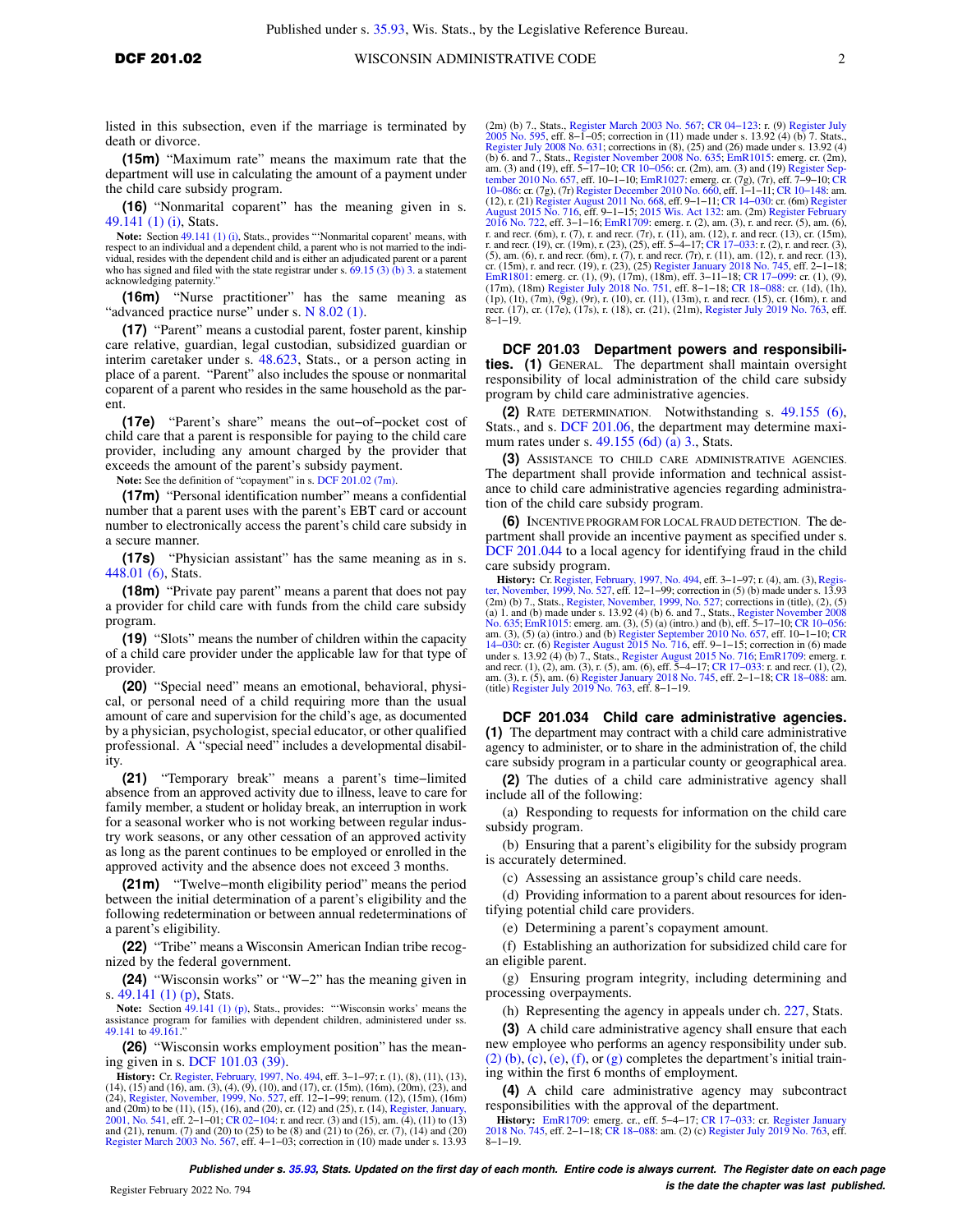listed in this subsection, even if the marriage is terminated by death or divorce.

**(15m)** "Maximum rate" means the maximum rate that the department will use in calculating the amount of a payment under the child care subsidy program.

**(16)** "Nonmarital coparent" has the meaning given in s. 49.141 (1) (i), Stats.

**Note:** Section 49.141 (1) (i), Stats., provides "'Nonmarital coparent' means, with respect to an individual and a dependent child, a parent who is not married to the individual, resides with the dependent child and is either an adjudicated parent or a parent who has signed and filed with the state registrar under s. 69.15 (3) (b) 3. a statement acknowledging paternity."

**(16m)** "Nurse practitioner" has the same meaning as "advanced practice nurse" under s. N 8.02 (1).

**(17)** "Parent" means a custodial parent, foster parent, kinship care relative, guardian, legal custodian, subsidized guardian or interim caretaker under s. 48.623, Stats., or a person acting in place of a parent. "Parent" also includes the spouse or nonmarital coparent of a parent who resides in the same household as the parent.

**(17e)** "Parent's share" means the out–of–pocket cost of child care that a parent is responsible for paying to the child care provider, including any amount charged by the provider that exceeds the amount of the parent's subsidy payment.

**Note:** See the definition of "copayment" in s. DCF 201.02 (7m).

**(17m)** "Personal identification number" means a confidential number that a parent uses with the parent's EBT card or account number to electronically access the parent's child care subsidy in a secure manner.

**(17s)** "Physician assistant" has the same meaning as in s. 448.01 (6), Stats.

**(18m)** "Private pay parent" means a parent that does not pay a provider for child care with funds from the child care subsidy program.

**(19)** "Slots" means the number of children within the capacity of a child care provider under the applicable law for that type of provider.

**(20)** "Special need" means an emotional, behavioral, physical, or personal need of a child requiring more than the usual amount of care and supervision for the child's age, as documented by a physician, psychologist, special educator, or other qualified professional. A "special need" includes a developmental disability.

**(21)** "Temporary break" means a parent's time–limited absence from an approved activity due to illness, leave to care for family member, a student or holiday break, an interruption in work for a seasonal worker who is not working between regular industry work seasons, or any other cessation of an approved activity as long as the parent continues to be employed or enrolled in the approved activity and the absence does not exceed 3 months.

**(21m)** "Twelve–month eligibility period" means the period between the initial determination of a parent's eligibility and the following redetermination or between annual redeterminations of a parent's eligibility.

**(22)** "Tribe" means a Wisconsin American Indian tribe recognized by the federal government.

**(24)** "Wisconsin works" or "W–2" has the meaning given in s. 49.141 (1) (p), Stats.

**Note:** Section 49.141 (1) (p), Stats., provides: "'Wisconsin works' means the assistance program for families with dependent children, administered under ss. 49.141 to 49.161."

**(26)** "Wisconsin works employment position" has the meaning given in s. DCF 101.03 (39).

**History:** Cr. Register, February, 1997, No. 494, eff. 3–1–97; r. (1), (8), (11), (13), (14), (15) and (16), am. (3), (4), (9), (10), and (17), cr. (15m), (16m), (20m), (23), and (24), Register, November, 1999, No. 527, eff. 12–1–99; renum. (12), (15m), (16m) and (20m) to be (11), (15), (16), and (20), cr. (12) and (25), r. (14), Register, January, 2001, No. 541, eff. 2–1–01; CR 02–104: r. and recr. (3) and (15), am. (4), (11) to (13) and (21), renum. (7) and (20) to (25) to be (8) and (21) to (26), cr. (7), (14) and (20) Register March 2003 No. 567, eff. 4–1–03; correction in (10) made under s. 13.93 (2m) (b) 7., Stats., Register March 2003 No. 567; CR 04–123: r. (9) Register July 2005 No. 595, eff. 8–1–05; correction in (11) made under s. 13.92 (4) (b) 7. Stats., Register July 2008 No. 631; corrections in (8), (25) and (26) made under s. 13.92 (4) (b) 6. and 7., Stats., Register November 2008 No. 635; EmR1015: emerg. cr. (2m), am. (3) and (19), eff. 5–17–10; CR 10–056: cr. (2m), am. (3) and (19) Register September 2010 No. 657, eff. 10–1–10; EmR1027: emerg. cr. (7g), (7r), eff. 7–9–10; CR 10–086: cr. (7g), (7r) Register December 2010 No. 660, eff. 1–1–11; CR 10–148: am. (12), r. (21) Register August 2011 No. 668, eff. 9–1–11; CR 14–030: cr. (6m) Register August 2015 No. 716, eff. 9–1–15; 2015 Wis. Act 132: am. (2m) Register February 2016 No. 722, eff. 3–1–16; EmR1709: emerg. r. (2), am. (3), r. and recr. (5), am. (6), r. and recr. (6m), r. (7), r. and recr. (7r), r. (11), am. (12), r. and recr. (13), cr. (15m), r. and recr. (19), cr. (19m), r. (23), (25), eff. 5–4–17; CR 17–033: r. (2), r. and recr. (3), (5), am. (6), r. and recr. (6m), r. (7), r. and recr. (7r), r. (11), am. (12), r. and recr. (13), cr. (15m), r. and recr. (19), r. (23), (25) Register January 2018 No. 745, eff. 2–1–18; EmR1801: emerg. cr. (1), (9), (17m), (18m), eff. 3–11–18; CR 17–099: cr. (1), (9), (17m), (18m) Register July 2018 No. 751, eff. 8–1–18; CR 18–088: cr. (1d), (1h), (1p), (1t), (7m), (9g), (9r), r. (10), cr. (11), (13m), r. and recr. (15), cr. (16m), r. and recr. (17), cr. (17e), (17s), r. (18), cr. (21), (21m), Register July 2019 No. 763, eff. 8–1–19.

### DCF 201.03 Department powers and responsibilities.

**(1)** GENERAL. The department shall maintain oversight responsibility of local administration of the child care subsidy program by child care administrative agencies.

**(2)** RATE DETERMINATION. Notwithstanding s. 49.155 (6), Stats., and s. DCF 201.06, the department may determine maximum rates under s. 49.155 (6d) (a) 3., Stats.

**(3)** ASSISTANCE TO CHILD CARE ADMINISTRATIVE AGENCIES. The department shall provide information and technical assistance to child care administrative agencies regarding administration of the child care subsidy program.

**(6)** INCENTIVE PROGRAM FOR LOCAL FRAUD DETECTION. The department shall provide an incentive payment as specified under s. DCF 201.044 to a local agency for identifying fraud in the child care subsidy program.

**History:** Cr. Register, February, 1997, No. 494, eff. 3–1–97; r. (4), am. (3), Register, November, 1999, No. 527, eff. 12–1–99; correction in (5) (b) made under s. 13.93 (2m) (b) 7., Stats., Register, November, 1999, No. 527; corrections in (title), (2), (5) (a) 1. and (b) made under s. 13.92 (4) (b) 6. and 7., Stats., Register November 2008 No. 635; EmR1015: emerg. am. (3), (5) (a) (intro.) and (b), eff. 5–17–10; CR 10–056: am. (3), (5) (a) (intro.) and (b) Register September 2010 No. 657, eff. 10–1–10; CR 14–030: cr. (6) Register August 2015 No. 716, eff. 9–1–15; correction in (6) made under s. 13.92 (4) (b) 7., Stats., Register August 2015 No. 716; EmR1709: emerg. r. and recr. (1), (2), am. (3), r. (5), am. (6), eff. 5–4–17; CR 17–033: r. and recr. (1), (2), am. (3), r. (5), am. (6) Register January 2018 No. 745, eff. 2–1–18; CR 18–088: am. (title) Register July 2019 No. 763, eff. 8–1–19.

### DCF 201.034 Child care administrative agencies.

**(1)** The department may contract with a child care administrative agency to administer, or to share in the administration of, the child care subsidy program in a particular county or geographical area.

**(2)** The duties of a child care administrative agency shall include all of the following:

(a) Responding to requests for information on the child care subsidy program.

(b) Ensuring that a parent's eligibility for the subsidy program is accurately determined.

(c) Assessing an assistance group's child care needs.

(d) Providing information to a parent about resources for identifying potential child care providers.

(e) Determining a parent's copayment amount.

(f) Establishing an authorization for subsidized child care for an eligible parent.

(g) Ensuring program integrity, including determining and processing overpayments.

(h) Representing the agency in appeals under ch. 227, Stats.

**(3)** A child care administrative agency shall ensure that each new employee who performs an agency responsibility under sub. (2) (b), (c), (e), (f), or (g) completes the department's initial training within the first 6 months of employment.

**(4)** A child care administrative agency may subcontract responsibilities with the approval of the department.

**History:** EmR1709: emerg. cr., eff. 5–4–17; CR 17–033: cr. Register January 2018 No. 745, eff. 2–1–18; CR 18–088: am. (2) (c) Register July 2019 No. 763, eff. 8–1–19.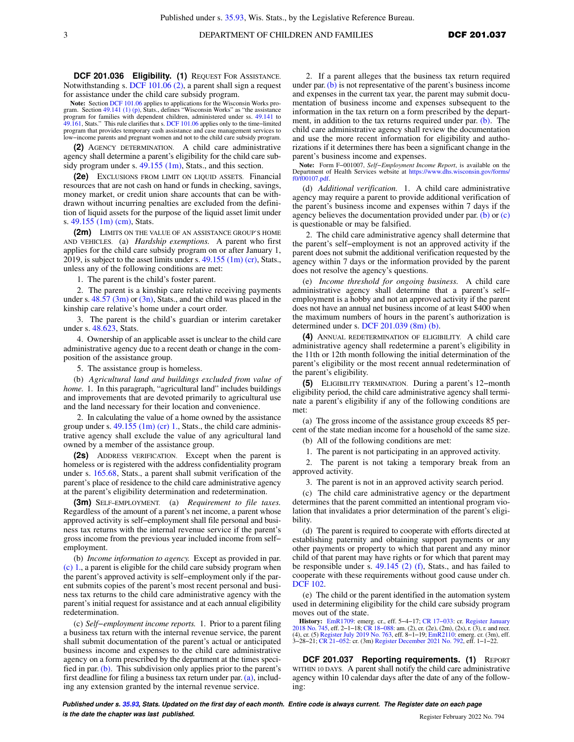**DCF 201.036 Eligibility. (1)** REQUEST FOR ASSISTANCE. Notwithstanding s. DCF 101.06 (2), a parent shall sign a request for assistance under the child care subsidy program.

**Note:** Section DCF 101.06 applies to applications for the Wisconsin Works program. Section 49.141 (1) (p), Stats., defines "Wisconsin Works" as "the assistance program for families with dependent children, administered under ss. 49.141 to 49.161, Stats." This rule clarifies that s. DCF 101.06 applies only to the time−limited program that provides temporary cash assistance and case management services to low−income parents and pregnant women and not to the child care subsidy program.

**(2)** AGENCY DETERMINATION. A child care administrative agency shall determine a parent's eligibility for the child care subsidy program under s. 49.155 (1m), Stats., and this section.

**(2e)** EXCLUSIONS FROM LIMIT ON LIQUID ASSETS. Financial resources that are not cash on hand or funds in checking, savings, money market, or credit union share accounts that can be withdrawn without incurring penalties are excluded from the definition of liquid assets for the purpose of the liquid asset limit under s. 49.155 (1m) (cm), Stats.

**(2m)** LIMITS ON THE VALUE OF AN ASSISTANCE GROUP'S HOME AND VEHICLES. (a) *Hardship exemptions.* A parent who first applies for the child care subsidy program on or after January 1, 2019, is subject to the asset limits under s. 49.155 (1m) (cr), Stats., unless any of the following conditions are met:

1. The parent is the child's foster parent.

2. The parent is a kinship care relative receiving payments under s. 48.57 (3m) or (3n), Stats., and the child was placed in the kinship care relative's home under a court order.

3. The parent is the child's guardian or interim caretaker under s. 48.623, Stats.

4. Ownership of an applicable asset is unclear to the child care administrative agency due to a recent death or change in the composition of the assistance group.

5. The assistance group is homeless.

(b) *Agricultural land and buildings excluded from value of home.* 1. In this paragraph, "agricultural land" includes buildings and improvements that are devoted primarily to agricultural use and the land necessary for their location and convenience.

2. In calculating the value of a home owned by the assistance group under s. 49.155 (1m) (cr) 1., Stats., the child care administrative agency shall exclude the value of any agricultural land owned by a member of the assistance group.

**(2s)** ADDRESS VERIFICATION. Except when the parent is homeless or is registered with the address confidentiality program under s. 165.68, Stats., a parent shall submit verification of the parent's place of residence to the child care administrative agency at the parent's eligibility determination and redetermination.

**(3m)** SELF−EMPLOYMENT. (a) *Requirement to file taxes.* Regardless of the amount of a parent's net income, a parent whose approved activity is self−employment shall file personal and business tax returns with the internal revenue service if the parent's gross income from the previous year included income from self−employment.

(b) *Income information to agency.* Except as provided in par. (c) 1., a parent is eligible for the child care subsidy program when the parent's approved activity is self−employment only if the parent submits copies of the parent's most recent personal and business tax returns to the child care administrative agency with the parent's initial request for assistance and at each annual eligibility redetermination.

(c) *Self−employment income reports.* 1. Prior to a parent filing a business tax return with the internal revenue service, the parent shall submit documentation of the parent's actual or anticipated business income and expenses to the child care administrative agency on a form prescribed by the department at the times specified in par. (b). This subdivision only applies prior to the parent's first deadline for filing a business tax return under par. (a), including any extension granted by the internal revenue service.

2. If a parent alleges that the business tax return required under par. (b) is not representative of the parent's business income and expenses in the current tax year, the parent may submit documentation of business income and expenses subsequent to the information in the tax return on a form prescribed by the department, in addition to the tax returns required under par. (b). The child care administrative agency shall review the documentation and use the more recent information for eligibility and authorizations if it determines there has been a significant change in the parent's business income and expenses.

**Note:** Form F−001007, *Self−Employment Income Report*, is available on the Department of Health Services website at https://www.dhs.wisconsin.gov/forms/f0/f00107.pdf.

(d) *Additional verification.* 1. A child care administrative agency may require a parent to provide additional verification of the parent's business income and expenses within 7 days if the agency believes the documentation provided under par. (b) or (c) is questionable or may be falsified.

2. The child care administrative agency shall determine that the parent's self−employment is not an approved activity if the parent does not submit the additional verification requested by the agency within 7 days or the information provided by the parent does not resolve the agency's questions.

(e) *Income threshold for ongoing business.* A child care administrative agency shall determine that a parent's self−employment is a hobby and not an approved activity if the parent does not have an annual net business income of at least $400 when the maximum numbers of hours in the parent's authorization is determined under s. DCF 201.039 (8m) (b).

**(4)** ANNUAL REDETERMINATION OF ELIGIBILITY. A child care administrative agency shall redetermine a parent's eligibility in the 11th or 12th month following the initial determination of the parent's eligibility or the most recent annual redetermination of the parent's eligibility.

**(5)** ELIGIBILITY TERMINATION. During a parent's 12−month eligibility period, the child care administrative agency shall terminate a parent's eligibility if any of the following conditions are met:

(a) The gross income of the assistance group exceeds 85 percent of the state median income for a household of the same size.

(b) All of the following conditions are met:

1. The parent is not participating in an approved activity.

2. The parent is not taking a temporary break from an approved activity.

3. The parent is not in an approved activity search period.

(c) The child care administrative agency or the department determines that the parent committed an intentional program violation that invalidates a prior determination of the parent's eligibility.

(d) The parent is required to cooperate with efforts directed at establishing paternity and obtaining support payments or any other payments or property to which that parent and any minor child of that parent may have rights or for which that parent may be responsible under s. 49.145 (2) (f), Stats., and has failed to cooperate with these requirements without good cause under ch. DCF 102.

(e) The child or the parent identified in the automation system used in determining eligibility for the child care subsidy program moves out of the state.

**History:** EmR1709: emerg. cr., eff. 5−4−17; CR 17−033: cr. Register January 2018 No. 745, eff. 2−1−18; CR 18−088: am. (2), cr. (2e), (2m), (2s), r. (3), r. and recr. (4), cr. (5) Register July 2019 No. 763, eff. 8−1−19; EmR2110: emerg. cr. (3m), eff. 3−28−21; CR 21−052: cr. (3m) Register December 2021 No. 792, eff. 1−1−22.

**DCF 201.037 Reporting requirements. (1)** REPORT WITHIN 10 DAYS. A parent shall notify the child care administrative agency within 10 calendar days after the date of any of the following: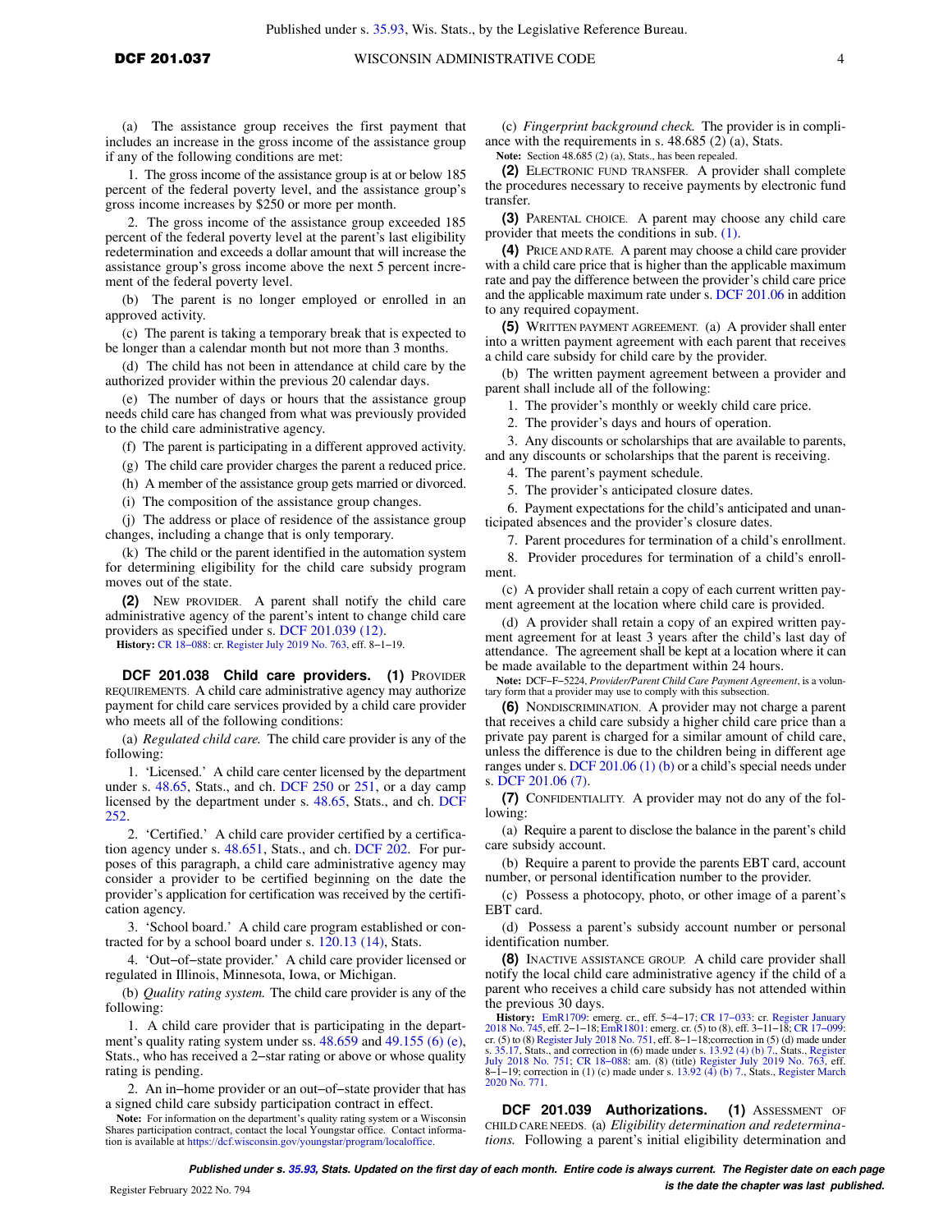(a) The assistance group receives the first payment that includes an increase in the gross income of the assistance group if any of the following conditions are met:

1. The gross income of the assistance group is at or below 185 percent of the federal poverty level, and the assistance group's gross income increases by $250 or more per month.

2. The gross income of the assistance group exceeded 185 percent of the federal poverty level at the parent's last eligibility redetermination and exceeds a dollar amount that will increase the assistance group's gross income above the next 5 percent increment of the federal poverty level.

(b) The parent is no longer employed or enrolled in an approved activity.

(c) The parent is taking a temporary break that is expected to be longer than a calendar month but not more than 3 months.

(d) The child has not been in attendance at child care by the authorized provider within the previous 20 calendar days.

(e) The number of days or hours that the assistance group needs child care has changed from what was previously provided to the child care administrative agency.

(f) The parent is participating in a different approved activity.

(g) The child care provider charges the parent a reduced price.

(h) A member of the assistance group gets married or divorced.

(i) The composition of the assistance group changes.

(j) The address or place of residence of the assistance group changes, including a change that is only temporary.

(k) The child or the parent identified in the automation system for determining eligibility for the child care subsidy program moves out of the state.

**(2)** NEW PROVIDER. A parent shall notify the child care administrative agency of the parent's intent to change child care providers as specified under s. DCF 201.039 (12).

**History:** CR 18−088: cr. Register July 2019 No. 763, eff. 8−1−19.

**DCF 201.038 Child care providers.** **(1)** PROVIDER REQUIREMENTS. A child care administrative agency may authorize payment for child care services provided by a child care provider who meets all of the following conditions:

(a) *Regulated child care.* The child care provider is any of the following:

1. 'Licensed.' A child care center licensed by the department under s. 48.65, Stats., and ch. DCF 250 or 251, or a day camp licensed by the department under s. 48.65, Stats., and ch. DCF 252.

2. 'Certified.' A child care provider certified by a certification agency under s. 48.651, Stats., and ch. DCF 202. For purposes of this paragraph, a child care administrative agency may consider a provider to be certified beginning on the date the provider's application for certification was received by the certification agency.

3. 'School board.' A child care program established or contracted for by a school board under s. 120.13 (14), Stats.

4. 'Out−of−state provider.' A child care provider licensed or regulated in Illinois, Minnesota, Iowa, or Michigan.

(b) *Quality rating system.* The child care provider is any of the following:

1. A child care provider that is participating in the department's quality rating system under ss. 48.659 and 49.155 (6) (e), Stats., who has received a 2−star rating or above or whose quality rating is pending.

2. An in−home provider or an out−of−state provider that has a signed child care subsidy participation contract in effect.

**Note:** For information on the department's quality rating system or a Wisconsin Shares participation contract, contact the local Youngstar office. Contact information is available at https://dcf.wisconsin.gov/youngstar/program/localoffice.

(c) *Fingerprint background check.* The provider is in compliance with the requirements in s. 48.685 (2) (a), Stats.

**Note:** Section 48.685 (2) (a), Stats., has been repealed.

**(2)** ELECTRONIC FUND TRANSFER. A provider shall complete the procedures necessary to receive payments by electronic fund transfer.

**(3)** PARENTAL CHOICE. A parent may choose any child care provider that meets the conditions in sub. (1).

**(4)** PRICE AND RATE. A parent may choose a child care provider with a child care price that is higher than the applicable maximum rate and pay the difference between the provider's child care price and the applicable maximum rate under s. DCF 201.06 in addition to any required copayment.

**(5)** WRITTEN PAYMENT AGREEMENT. (a) A provider shall enter into a written payment agreement with each parent that receives a child care subsidy for child care by the provider.

(b) The written payment agreement between a provider and parent shall include all of the following:

1. The provider's monthly or weekly child care price.

2. The provider's days and hours of operation.

3. Any discounts or scholarships that are available to parents, and any discounts or scholarships that the parent is receiving.

4. The parent's payment schedule.

5. The provider's anticipated closure dates.

6. Payment expectations for the child's anticipated and unanticipated absences and the provider's closure dates.

7. Parent procedures for termination of a child's enrollment.

8. Provider procedures for termination of a child's enrollment.

(c) A provider shall retain a copy of each current written payment agreement at the location where child care is provided.

(d) A provider shall retain a copy of an expired written payment agreement for at least 3 years after the child's last day of attendance. The agreement shall be kept at a location where it can be made available to the department within 24 hours.

**Note:** DCF−F−5224, *Provider/Parent Child Care Payment Agreement*, is a voluntary form that a provider may use to comply with this subsection.

**(6)** NONDISCRIMINATION. A provider may not charge a parent that receives a child care subsidy a higher child care price than a private pay parent is charged for a similar amount of child care, unless the difference is due to the children being in different age ranges under s. DCF 201.06 (1) (b) or a child's special needs under s. DCF 201.06 (7).

**(7)** CONFIDENTIALITY. A provider may not do any of the following:

(a) Require a parent to disclose the balance in the parent's child care subsidy account.

(b) Require a parent to provide the parents EBT card, account number, or personal identification number to the provider.

(c) Possess a photocopy, photo, or other image of a parent's EBT card.

(d) Possess a parent's subsidy account number or personal identification number.

**(8)** INACTIVE ASSISTANCE GROUP. A child care provider shall notify the local child care administrative agency if the child of a parent who receives a child care subsidy has not attended within the previous 30 days.

**History:** EmR1709: emerg. cr., eff. 5−4−17; CR 17−033: cr. Register January 2018 No. 745, eff. 2−1−18; EmR1801: emerg. cr. (5) to (8), eff. 3−11−18; CR 17−099: cr. (5) to (8) Register July 2018 No. 751, eff. 8−1−18;correction in (5) (d) made under s. 35.17, Stats., and correction in (6) made under s. 13.92 (4) (b) 7., Stats., Register July 2018 No. 751; CR 18−088: am. (8) (title) Register July 2019 No. 763, eff. 8−1−19; correction in (1) (c) made under s. 13.92 (4) (b) 7., Stats., Register March 2020 No. 771.

**DCF 201.039 Authorizations.** **(1)** ASSESSMENT OF CHILD CARE NEEDS. (a) *Eligibility determination and redeterminations.* Following a parent's initial eligibility determination and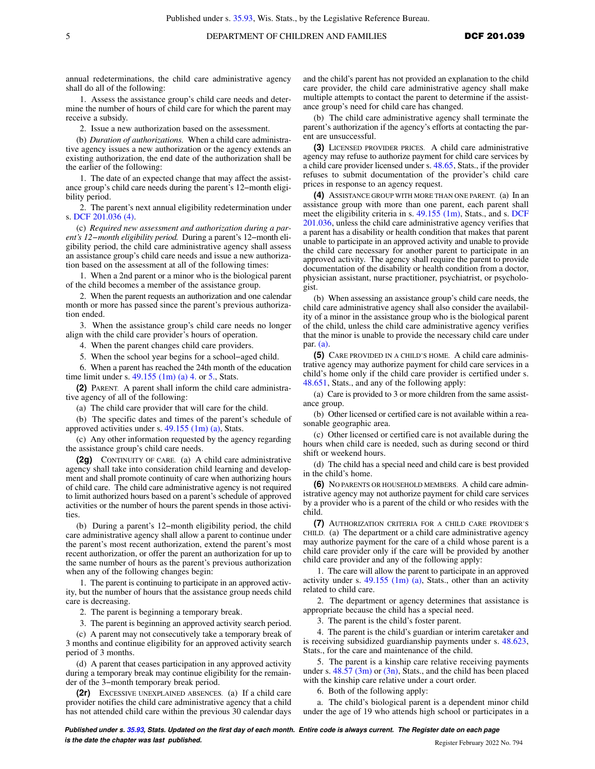annual redeterminations, the child care administrative agency shall do all of the following:

1. Assess the assistance group's child care needs and determine the number of hours of child care for which the parent may receive a subsidy.

2. Issue a new authorization based on the assessment.

(b) *Duration of authorizations.* When a child care administrative agency issues a new authorization or the agency extends an existing authorization, the end date of the authorization shall be the earlier of the following:

1. The date of an expected change that may affect the assistance group's child care needs during the parent's 12−month eligibility period.

2. The parent's next annual eligibility redetermination under s. DCF 201.036 (4).

(c) *Required new assessment and authorization during a parent's 12−month eligibility period.* During a parent's 12−month eligibility period, the child care administrative agency shall assess an assistance group's child care needs and issue a new authorization based on the assessment at all of the following times:

1. When a 2nd parent or a minor who is the biological parent of the child becomes a member of the assistance group.

2. When the parent requests an authorization and one calendar month or more has passed since the parent's previous authorization ended.

3. When the assistance group's child care needs no longer align with the child care provider's hours of operation.

4. When the parent changes child care providers.

5. When the school year begins for a school−aged child.

6. When a parent has reached the 24th month of the education time limit under s. 49.155 (1m) (a) 4. or 5., Stats.

**(2)** PARENT. A parent shall inform the child care administrative agency of all of the following:

(a) The child care provider that will care for the child.

(b) The specific dates and times of the parent's schedule of approved activities under s. 49.155 (1m) (a), Stats.

(c) Any other information requested by the agency regarding the assistance group's child care needs.

**(2g)** CONTINUITY OF CARE. (a) A child care administrative agency shall take into consideration child learning and development and shall promote continuity of care when authorizing hours of child care. The child care administrative agency is not required to limit authorized hours based on a parent's schedule of approved activities or the number of hours the parent spends in those activities.

(b) During a parent's 12−month eligibility period, the child care administrative agency shall allow a parent to continue under the parent's most recent authorization, extend the parent's most recent authorization, or offer the parent an authorization for up to the same number of hours as the parent's previous authorization when any of the following changes begin:

1. The parent is continuing to participate in an approved activity, but the number of hours that the assistance group needs child care is decreasing.

2. The parent is beginning a temporary break.

3. The parent is beginning an approved activity search period.

(c) A parent may not consecutively take a temporary break of 3 months and continue eligibility for an approved activity search period of 3 months.

(d) A parent that ceases participation in any approved activity during a temporary break may continue eligibility for the remainder of the 3−month temporary break period.

**(2r)** EXCESSIVE UNEXPLAINED ABSENCES. (a) If a child care provider notifies the child care administrative agency that a child has not attended child care within the previous 30 calendar days and the child's parent has not provided an explanation to the child care provider, the child care administrative agency shall make multiple attempts to contact the parent to determine if the assistance group's need for child care has changed.

(b) The child care administrative agency shall terminate the parent's authorization if the agency's efforts at contacting the parent are unsuccessful.

**(3)** LICENSED PROVIDER PRICES. A child care administrative agency may refuse to authorize payment for child care services by a child care provider licensed under s. 48.65, Stats., if the provider refuses to submit documentation of the provider's child care prices in response to an agency request.

**(4)** ASSISTANCE GROUP WITH MORE THAN ONE PARENT. (a) In an assistance group with more than one parent, each parent shall meet the eligibility criteria in s. 49.155 (1m), Stats., and s. DCF 201.036, unless the child care administrative agency verifies that a parent has a disability or health condition that makes that parent unable to participate in an approved activity and unable to provide the child care necessary for another parent to participate in an approved activity. The agency shall require the parent to provide documentation of the disability or health condition from a doctor, physician assistant, nurse practitioner, psychiatrist, or psychologist.

(b) When assessing an assistance group's child care needs, the child care administrative agency shall also consider the availability of a minor in the assistance group who is the biological parent of the child, unless the child care administrative agency verifies that the minor is unable to provide the necessary child care under par. (a).

**(5)** CARE PROVIDED IN A CHILD'S HOME. A child care administrative agency may authorize payment for child care services in a child's home only if the child care provider is certified under s. 48.651, Stats., and any of the following apply:

(a) Care is provided to 3 or more children from the same assistance group.

(b) Other licensed or certified care is not available within a reasonable geographic area.

(c) Other licensed or certified care is not available during the hours when child care is needed, such as during second or third shift or weekend hours.

(d) The child has a special need and child care is best provided in the child's home.

**(6)** NO PARENTS OR HOUSEHOLD MEMBERS. A child care administrative agency may not authorize payment for child care services by a provider who is a parent of the child or who resides with the child.

**(7)** AUTHORIZATION CRITERIA FOR A CHILD CARE PROVIDER'S CHILD. (a) The department or a child care administrative agency may authorize payment for the care of a child whose parent is a child care provider only if the care will be provided by another child care provider and any of the following apply:

1. The care will allow the parent to participate in an approved activity under s. 49.155 (1m) (a), Stats., other than an activity related to child care.

2. The department or agency determines that assistance is appropriate because the child has a special need.

3. The parent is the child's foster parent.

4. The parent is the child's guardian or interim caretaker and is receiving subsidized guardianship payments under s. 48.623, Stats., for the care and maintenance of the child.

5. The parent is a kinship care relative receiving payments under s. 48.57 (3m) or (3n), Stats., and the child has been placed with the kinship care relative under a court order.

6. Both of the following apply:

a. The child's biological parent is a dependent minor child under the age of 19 who attends high school or participates in a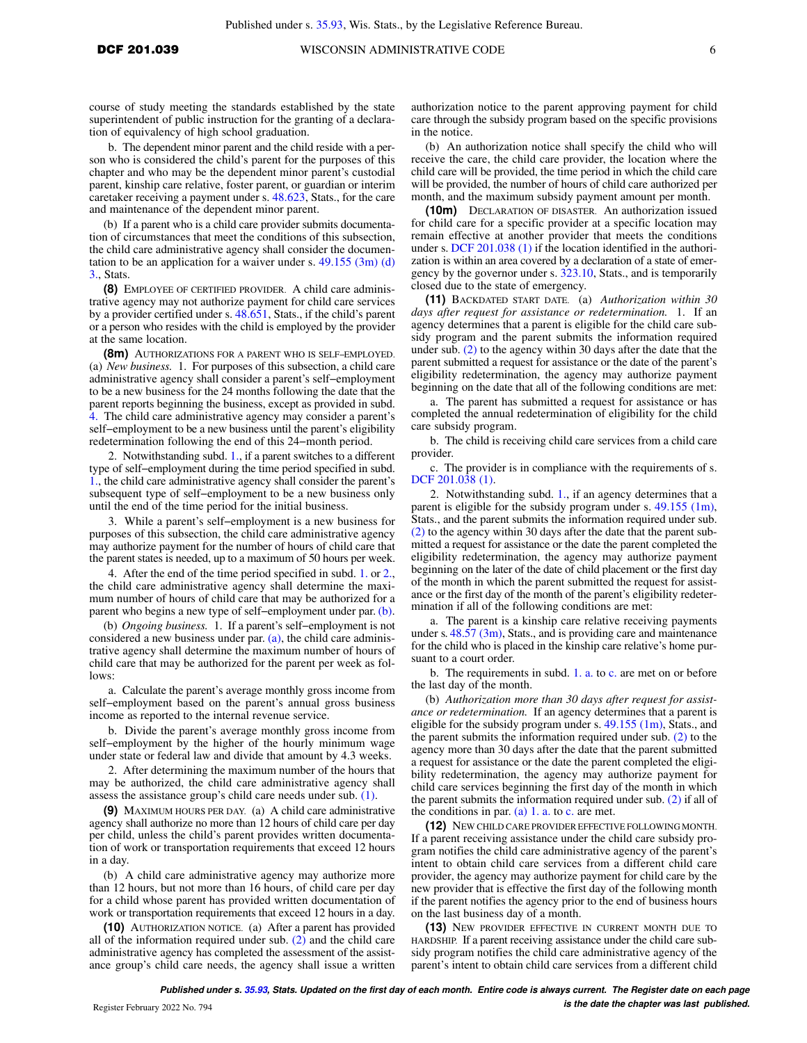course of study meeting the standards established by the state superintendent of public instruction for the granting of a declaration of equivalency of high school graduation.

b. The dependent minor parent and the child reside with a person who is considered the child's parent for the purposes of this chapter and who may be the dependent minor parent's custodial parent, kinship care relative, foster parent, or guardian or interim caretaker receiving a payment under s. 48.623, Stats., for the care and maintenance of the dependent minor parent.

(b) If a parent who is a child care provider submits documentation of circumstances that meet the conditions of this subsection, the child care administrative agency shall consider the documentation to be an application for a waiver under s. 49.155 (3m) (d) 3., Stats.

**(8)** EMPLOYEE OF CERTIFIED PROVIDER. A child care administrative agency may not authorize payment for child care services by a provider certified under s. 48.651, Stats., if the child's parent or a person who resides with the child is employed by the provider at the same location.

**(8m)** AUTHORIZATIONS FOR A PARENT WHO IS SELF-EMPLOYED. (a) *New business.* 1. For purposes of this subsection, a child care administrative agency shall consider a parent's self-employment to be a new business for the 24 months following the date that the parent reports beginning the business, except as provided in subd. 4. The child care administrative agency may consider a parent's self-employment to be a new business until the parent's eligibility redetermination following the end of this 24-month period.

2. Notwithstanding subd. 1., if a parent switches to a different type of self-employment during the time period specified in subd. 1., the child care administrative agency shall consider the parent's subsequent type of self-employment to be a new business only until the end of the time period for the initial business.

3. While a parent's self-employment is a new business for purposes of this subsection, the child care administrative agency may authorize payment for the number of hours of child care that the parent states is needed, up to a maximum of 50 hours per week.

4. After the end of the time period specified in subd. 1. or 2., the child care administrative agency shall determine the maximum number of hours of child care that may be authorized for a parent who begins a new type of self-employment under par. (b).

(b) *Ongoing business.* 1. If a parent's self-employment is not considered a new business under par. (a), the child care administrative agency shall determine the maximum number of hours of child care that may be authorized for the parent per week as follows:

a. Calculate the parent's average monthly gross income from self-employment based on the parent's annual gross business income as reported to the internal revenue service.

b. Divide the parent's average monthly gross income from self-employment by the higher of the hourly minimum wage under state or federal law and divide that amount by 4.3 weeks.

2. After determining the maximum number of the hours that may be authorized, the child care administrative agency shall assess the assistance group's child care needs under sub. (1).

**(9)** MAXIMUM HOURS PER DAY. (a) A child care administrative agency shall authorize no more than 12 hours of child care per day per child, unless the child's parent provides written documentation of work or transportation requirements that exceed 12 hours in a day.

(b) A child care administrative agency may authorize more than 12 hours, but not more than 16 hours, of child care per day for a child whose parent has provided written documentation of work or transportation requirements that exceed 12 hours in a day.

**(10)** AUTHORIZATION NOTICE. (a) After a parent has provided all of the information required under sub. (2) and the child care administrative agency has completed the assessment of the assistance group's child care needs, the agency shall issue a written authorization notice to the parent approving payment for child care through the subsidy program based on the specific provisions in the notice.

(b) An authorization notice shall specify the child who will receive the care, the child care provider, the location where the child care will be provided, the time period in which the child care will be provided, the number of hours of child care authorized per month, and the maximum subsidy payment amount per month.

**(10m)** DECLARATION OF DISASTER. An authorization issued for child care for a specific provider at a specific location may remain effective at another provider that meets the conditions under s. DCF 201.038 (1) if the location identified in the authorization is within an area covered by a declaration of a state of emergency by the governor under s. 323.10, Stats., and is temporarily closed due to the state of emergency.

**(11)** BACKDATED START DATE. (a) *Authorization within 30 days after request for assistance or redetermination.* 1. If an agency determines that a parent is eligible for the child care subsidy program and the parent submits the information required under sub. (2) to the agency within 30 days after the date that the parent submitted a request for assistance or the date of the parent's eligibility redetermination, the agency may authorize payment beginning on the date that all of the following conditions are met:

a. The parent has submitted a request for assistance or has completed the annual redetermination of eligibility for the child care subsidy program.

b. The child is receiving child care services from a child care provider.

c. The provider is in compliance with the requirements of s. DCF 201.038 (1).

2. Notwithstanding subd. 1., if an agency determines that a parent is eligible for the subsidy program under s. 49.155 (1m), Stats., and the parent submits the information required under sub. (2) to the agency within 30 days after the date that the parent submitted a request for assistance or the date the parent completed the eligibility redetermination, the agency may authorize payment beginning on the later of the date of child placement or the first day of the month in which the parent submitted the request for assistance or the first day of the month of the parent's eligibility redetermination if all of the following conditions are met:

a. The parent is a kinship care relative receiving payments under s. 48.57 (3m), Stats., and is providing care and maintenance for the child who is placed in the kinship care relative's home pursuant to a court order.

b. The requirements in subd. 1. a. to c. are met on or before the last day of the month.

(b) *Authorization more than 30 days after request for assistance or redetermination.* If an agency determines that a parent is eligible for the subsidy program under s. 49.155 (1m), Stats., and the parent submits the information required under sub. (2) to the agency more than 30 days after the date that the parent submitted a request for assistance or the date the parent completed the eligibility redetermination, the agency may authorize payment for child care services beginning the first day of the month in which the parent submits the information required under sub. (2) if all of the conditions in par. (a) 1. a. to c. are met.

**(12)** NEW CHILD CARE PROVIDER EFFECTIVE FOLLOWING MONTH. If a parent receiving assistance under the child care subsidy program notifies the child care administrative agency of the parent's intent to obtain child care services from a different child care provider, the agency may authorize payment for child care by the new provider that is effective the first day of the following month if the parent notifies the agency prior to the end of business hours on the last business day of a month.

**(13)** NEW PROVIDER EFFECTIVE IN CURRENT MONTH DUE TO HARDSHIP. If a parent receiving assistance under the child care subsidy program notifies the child care administrative agency of the parent's intent to obtain child care services from a different child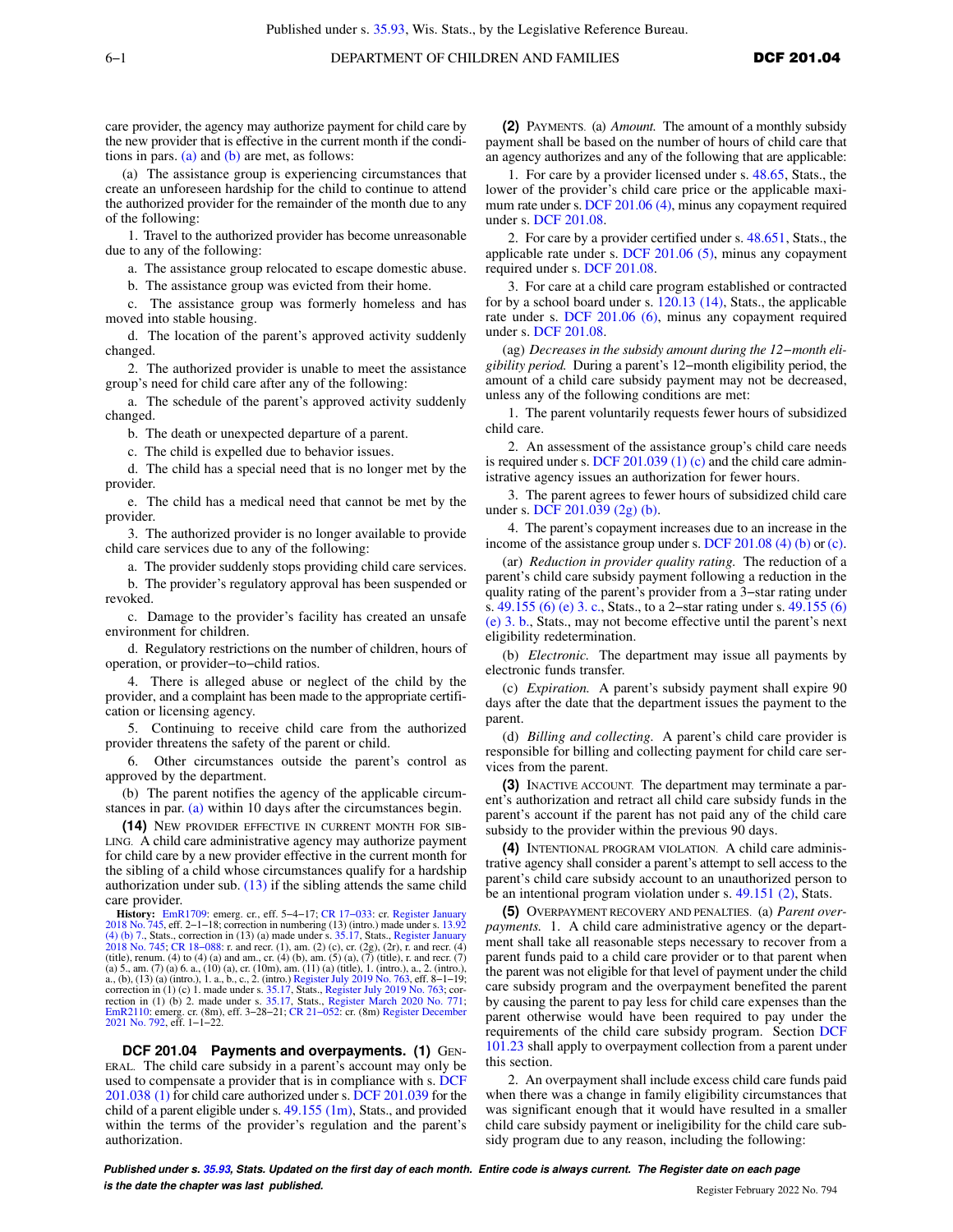care provider, the agency may authorize payment for child care by the new provider that is effective in the current month if the conditions in pars. (a) and (b) are met, as follows:

(a) The assistance group is experiencing circumstances that create an unforeseen hardship for the child to continue to attend the authorized provider for the remainder of the month due to any of the following:

1. Travel to the authorized provider has become unreasonable due to any of the following:

a. The assistance group relocated to escape domestic abuse.

b. The assistance group was evicted from their home.

c. The assistance group was formerly homeless and has moved into stable housing.

d. The location of the parent's approved activity suddenly changed.

2. The authorized provider is unable to meet the assistance group's need for child care after any of the following:

a. The schedule of the parent's approved activity suddenly changed.

b. The death or unexpected departure of a parent.

c. The child is expelled due to behavior issues.

d. The child has a special need that is no longer met by the provider.

e. The child has a medical need that cannot be met by the provider.

3. The authorized provider is no longer available to provide child care services due to any of the following:

a. The provider suddenly stops providing child care services.

b. The provider's regulatory approval has been suspended or revoked.

c. Damage to the provider's facility has created an unsafe environment for children.

d. Regulatory restrictions on the number of children, hours of operation, or provider−to−child ratios.

4. There is alleged abuse or neglect of the child by the provider, and a complaint has been made to the appropriate certification or licensing agency.

5. Continuing to receive child care from the authorized provider threatens the safety of the parent or child.

6. Other circumstances outside the parent's control as approved by the department.

(b) The parent notifies the agency of the applicable circumstances in par. (a) within 10 days after the circumstances begin.

**(14)** New provider effective in current month for sibling. A child care administrative agency may authorize payment for child care by a new provider effective in the current month for the sibling of a child whose circumstances qualify for a hardship authorization under sub. (13) if the sibling attends the same child care provider.

**History:** EmR1709: emerg. cr., eff. 5−4−17; CR 17−033: cr. Register January 2018 No. 745, eff. 2−1−18; correction in numbering (13) (intro.) made under s. 13.92 (4) (b) 7., Stats., correction in (13) (a) made under s. 35.17, Stats., Register January 2018 No. 745; CR 18−088: r. and recr. (1), am. (2) (c), cr. (2g), (2r), r. and recr. (4) (title), renum. (4) to (4) (a) and am., cr. (4) (b), am. (5) (a), (7) (title), r. and recr. (7) (a) 5., am. (7) (a) 6. a., (10) (a), cr. (10m), am. (11) (a) (title), 1. (intro.), a., 2. (intro.), a., (b), (13) (a) (intro.), 1. a., b., c., 2. (intro.) Register July 2019 No. 763, eff. 8−1−19; correction in (1) (c) 1. made under s. 35.17, Stats., Register July 2019 No. 763; correction in (1) (b) 2. made under s. 35.17, Stats., Register March 2020 No. 771; EmR2110: emerg. cr. (8m), eff. 3−28−21; CR 21−052: cr. (8m) Register December 2021 No. 792, eff. 1−1−22.

## DCF 201.04 Payments and overpayments.

**(1)** General. The child care subsidy in a parent's account may only be used to compensate a provider that is in compliance with s. DCF 201.038 (1) for child care authorized under s. DCF 201.039 for the child of a parent eligible under s. 49.155 (1m), Stats., and provided within the terms of the provider's regulation and the parent's authorization.

**(2)** Payments. (a) *Amount.* The amount of a monthly subsidy payment shall be based on the number of hours of child care that an agency authorizes and any of the following that are applicable:

1. For care by a provider licensed under s. 48.65, Stats., the lower of the provider's child care price or the applicable maximum rate under s. DCF 201.06 (4), minus any copayment required under s. DCF 201.08.

2. For care by a provider certified under s. 48.651, Stats., the applicable rate under s. DCF 201.06 (5), minus any copayment required under s. DCF 201.08.

3. For care at a child care program established or contracted for by a school board under s. 120.13 (14), Stats., the applicable rate under s. DCF 201.06 (6), minus any copayment required under s. DCF 201.08.

(ag) *Decreases in the subsidy amount during the 12−month eligibility period.* During a parent's 12−month eligibility period, the amount of a child care subsidy payment may not be decreased, unless any of the following conditions are met:

1. The parent voluntarily requests fewer hours of subsidized child care.

2. An assessment of the assistance group's child care needs is required under s. DCF 201.039 (1) (c) and the child care administrative agency issues an authorization for fewer hours.

3. The parent agrees to fewer hours of subsidized child care under s. DCF 201.039 (2g) (b).

4. The parent's copayment increases due to an increase in the income of the assistance group under s. DCF 201.08 (4) (b) or (c).

(ar) *Reduction in provider quality rating.* The reduction of a parent's child care subsidy payment following a reduction in the quality rating of the parent's provider from a 3−star rating under s. 49.155 (6) (e) 3. c., Stats., to a 2−star rating under s. 49.155 (6) (e) 3. b., Stats., may not become effective until the parent's next eligibility redetermination.

(b) *Electronic.* The department may issue all payments by electronic funds transfer.

(c) *Expiration.* A parent's subsidy payment shall expire 90 days after the date that the department issues the payment to the parent.

(d) *Billing and collecting.* A parent's child care provider is responsible for billing and collecting payment for child care services from the parent.

**(3)** Inactive account. The department may terminate a parent's authorization and retract all child care subsidy funds in the parent's account if the parent has not paid any of the child care subsidy to the provider within the previous 90 days.

**(4)** Intentional program violation. A child care administrative agency shall consider a parent's attempt to sell access to the parent's child care subsidy account to an unauthorized person to be an intentional program violation under s. 49.151 (2), Stats.

**(5)** Overpayment recovery and penalties. (a) *Parent overpayments.* 1. A child care administrative agency or the department shall take all reasonable steps necessary to recover from a parent funds paid to a child care provider or to that parent when the parent was not eligible for that level of payment under the child care subsidy program and the overpayment benefited the parent by causing the parent to pay less for child care expenses than the parent otherwise would have been required to pay under the requirements of the child care subsidy program. Section DCF 101.23 shall apply to overpayment collection from a parent under this section.

2. An overpayment shall include excess child care funds paid when there was a change in family eligibility circumstances that was significant enough that it would have resulted in a smaller child care subsidy payment or ineligibility for the child care subsidy program due to any reason, including the following: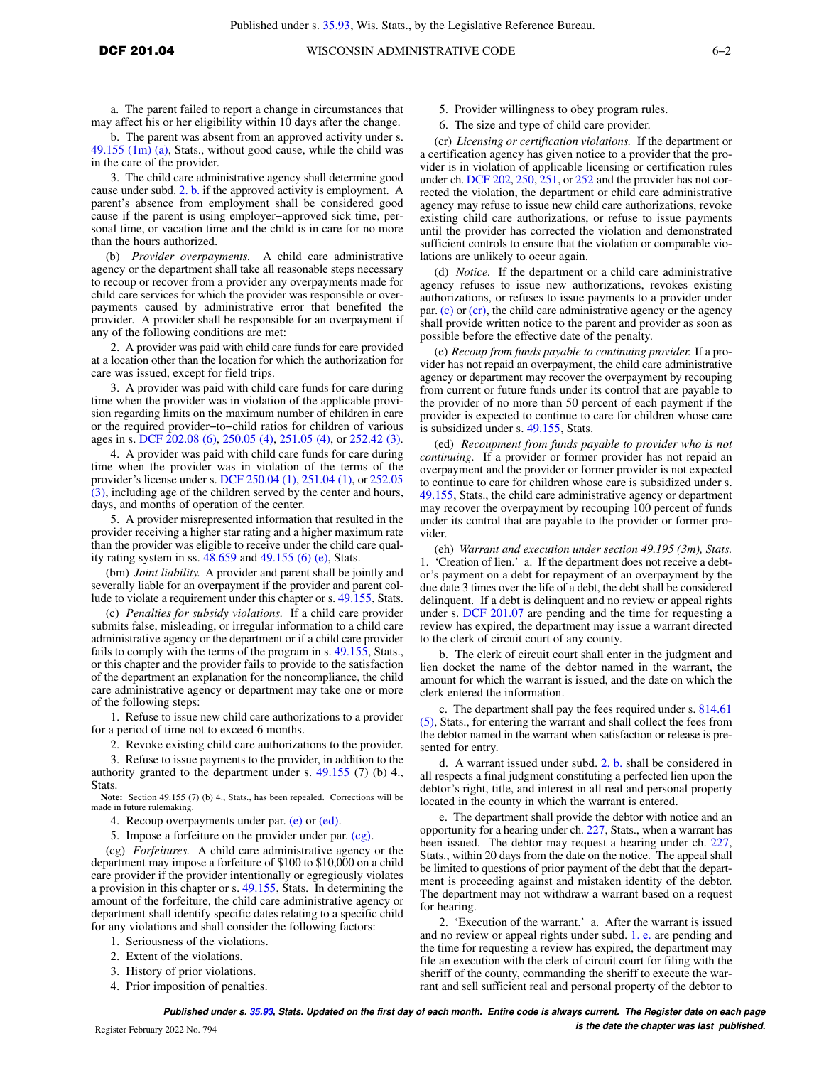a. The parent failed to report a change in circumstances that may affect his or her eligibility within 10 days after the change.

b. The parent was absent from an approved activity under s. 49.155 (1m) (a), Stats., without good cause, while the child was in the care of the provider.

3. The child care administrative agency shall determine good cause under subd. 2. b. if the approved activity is employment. A parent's absence from employment shall be considered good cause if the parent is using employer−approved sick time, personal time, or vacation time and the child is in care for no more than the hours authorized.

(b) *Provider overpayments.* A child care administrative agency or the department shall take all reasonable steps necessary to recoup or recover from a provider any overpayments made for child care services for which the provider was responsible or overpayments caused by administrative error that benefited the provider. A provider shall be responsible for an overpayment if any of the following conditions are met:

2. A provider was paid with child care funds for care provided at a location other than the location for which the authorization for care was issued, except for field trips.

3. A provider was paid with child care funds for care during time when the provider was in violation of the applicable provision regarding limits on the maximum number of children in care or the required provider−to−child ratios for children of various ages in s. DCF 202.08 (6), 250.05 (4), 251.05 (4), or 252.42 (3).

4. A provider was paid with child care funds for care during time when the provider was in violation of the terms of the provider's license under s. DCF 250.04 (1), 251.04 (1), or 252.05 (3), including age of the children served by the center and hours, days, and months of operation of the center.

5. A provider misrepresented information that resulted in the provider receiving a higher star rating and a higher maximum rate than the provider was eligible to receive under the child care quality rating system in ss. 48.659 and 49.155 (6) (e), Stats.

(bm) *Joint liability.* A provider and parent shall be jointly and severally liable for an overpayment if the provider and parent collude to violate a requirement under this chapter or s. 49.155, Stats.

(c) *Penalties for subsidy violations.* If a child care provider submits false, misleading, or irregular information to a child care administrative agency or the department or if a child care provider fails to comply with the terms of the program in s. 49.155, Stats., or this chapter and the provider fails to provide to the satisfaction of the department an explanation for the noncompliance, the child care administrative agency or department may take one or more of the following steps:

1. Refuse to issue new child care authorizations to a provider for a period of time not to exceed 6 months.

2. Revoke existing child care authorizations to the provider.

3. Refuse to issue payments to the provider, in addition to the authority granted to the department under s. 49.155 (7) (b) 4., Stats.

Note: Section 49.155 (7) (b) 4., Stats., has been repealed. Corrections will be made in future rulemaking.

4. Recoup overpayments under par. (e) or (ed).

5. Impose a forfeiture on the provider under par. (cg).

(cg) *Forfeitures.* A child care administrative agency or the department may impose a forfeiture of $100 to $10,000 on a child care provider if the provider intentionally or egregiously violates a provision in this chapter or s. 49.155, Stats. In determining the amount of the forfeiture, the child care administrative agency or department shall identify specific dates relating to a specific child for any violations and shall consider the following factors:

1. Seriousness of the violations.

2. Extent of the violations.

3. History of prior violations.

4. Prior imposition of penalties.

5. Provider willingness to obey program rules.

6. The size and type of child care provider.

(cr) *Licensing or certification violations.* If the department or a certification agency has given notice to a provider that the provider is in violation of applicable licensing or certification rules under ch. DCF 202, 250, 251, or 252 and the provider has not corrected the violation, the department or child care administrative agency may refuse to issue new child care authorizations, revoke existing child care authorizations, or refuse to issue payments until the provider has corrected the violation and demonstrated sufficient controls to ensure that the violation or comparable violations are unlikely to occur again.

(d) *Notice.* If the department or a child care administrative agency refuses to issue new authorizations, revokes existing authorizations, or refuses to issue payments to a provider under par. (c) or (cr), the child care administrative agency or the agency shall provide written notice to the parent and provider as soon as possible before the effective date of the penalty.

(e) *Recoup from funds payable to continuing provider.* If a provider has not repaid an overpayment, the child care administrative agency or department may recover the overpayment by recouping from current or future funds under its control that are payable to the provider of no more than 50 percent of each payment if the provider is expected to continue to care for children whose care is subsidized under s. 49.155, Stats.

(ed) *Recoupment from funds payable to provider who is not continuing.* If a provider or former provider has not repaid an overpayment and the provider or former provider is not expected to continue to care for children whose care is subsidized under s. 49.155, Stats., the child care administrative agency or department may recover the overpayment by recouping 100 percent of funds under its control that are payable to the provider or former provider.

(eh) *Warrant and execution under section 49.195 (3m), Stats.* 1. 'Creation of lien.' a. If the department does not receive a debtor's payment on a debt for repayment of an overpayment by the due date 3 times over the life of a debt, the debt shall be considered delinquent. If a debt is delinquent and no review or appeal rights under s. DCF 201.07 are pending and the time for requesting a review has expired, the department may issue a warrant directed to the clerk of circuit court of any county.

b. The clerk of circuit court shall enter in the judgment and lien docket the name of the debtor named in the warrant, the amount for which the warrant is issued, and the date on which the clerk entered the information.

c. The department shall pay the fees required under s. 814.61 (5), Stats., for entering the warrant and shall collect the fees from the debtor named in the warrant when satisfaction or release is presented for entry.

d. A warrant issued under subd. 2. b. shall be considered in all respects a final judgment constituting a perfected lien upon the debtor's right, title, and interest in all real and personal property located in the county in which the warrant is entered.

e. The department shall provide the debtor with notice and an opportunity for a hearing under ch. 227, Stats., when a warrant has been issued. The debtor may request a hearing under ch. 227, Stats., within 20 days from the date on the notice. The appeal shall be limited to questions of prior payment of the debt that the department is proceeding against and mistaken identity of the debtor. The department may not withdraw a warrant based on a request for hearing.

2. 'Execution of the warrant.' a. After the warrant is issued and no review or appeal rights under subd. 1. e. are pending and the time for requesting a review has expired, the department may file an execution with the clerk of circuit court for filing with the sheriff of the county, commanding the sheriff to execute the warrant and sell sufficient real and personal property of the debtor to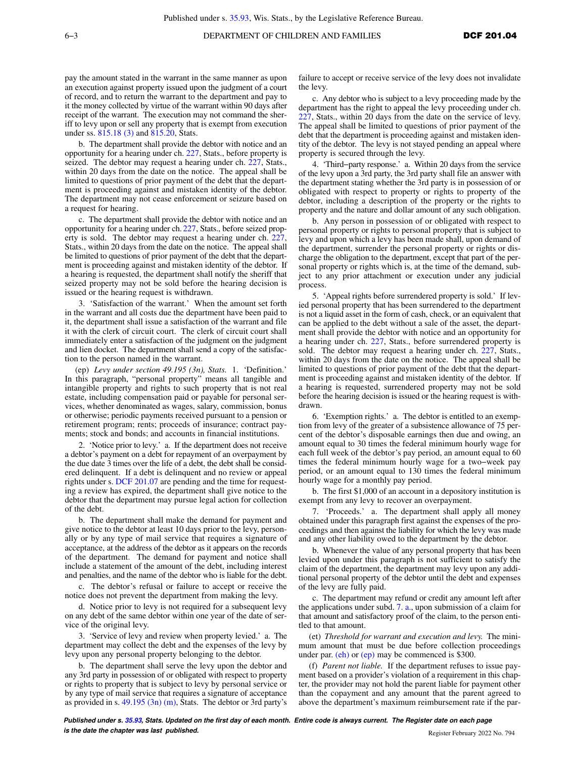pay the amount stated in the warrant in the same manner as upon an execution against property issued upon the judgment of a court of record, and to return the warrant to the department and pay to it the money collected by virtue of the warrant within 90 days after receipt of the warrant. The execution may not command the sheriff to levy upon or sell any property that is exempt from execution under ss. 815.18 (3) and 815.20, Stats.

b. The department shall provide the debtor with notice and an opportunity for a hearing under ch. 227, Stats., before property is seized. The debtor may request a hearing under ch. 227, Stats., within 20 days from the date on the notice. The appeal shall be limited to questions of prior payment of the debt that the department is proceeding against and mistaken identity of the debtor. The department may not cease enforcement or seizure based on a request for hearing.

c. The department shall provide the debtor with notice and an opportunity for a hearing under ch. 227, Stats., before seized property is sold. The debtor may request a hearing under ch. 227, Stats., within 20 days from the date on the notice. The appeal shall be limited to questions of prior payment of the debt that the department is proceeding against and mistaken identity of the debtor. If a hearing is requested, the department shall notify the sheriff that seized property may not be sold before the hearing decision is issued or the hearing request is withdrawn.

3. 'Satisfaction of the warrant.' When the amount set forth in the warrant and all costs due the department have been paid to it, the department shall issue a satisfaction of the warrant and file it with the clerk of circuit court. The clerk of circuit court shall immediately enter a satisfaction of the judgment on the judgment and lien docket. The department shall send a copy of the satisfaction to the person named in the warrant.

(ep) *Levy under section 49.195 (3n), Stats.* 1. 'Definition.' In this paragraph, "personal property" means all tangible and intangible property and rights to such property that is not real estate, including compensation paid or payable for personal services, whether denominated as wages, salary, commission, bonus or otherwise; periodic payments received pursuant to a pension or retirement program; rents; proceeds of insurance; contract payments; stock and bonds; and accounts in financial institutions.

2. 'Notice prior to levy.' a. If the department does not receive a debtor's payment on a debt for repayment of an overpayment by the due date 3 times over the life of a debt, the debt shall be considered delinquent. If a debt is delinquent and no review or appeal rights under s. DCF 201.07 are pending and the time for requesting a review has expired, the department shall give notice to the debtor that the department may pursue legal action for collection of the debt.

b. The department shall make the demand for payment and give notice to the debtor at least 10 days prior to the levy, personally or by any type of mail service that requires a signature of acceptance, at the address of the debtor as it appears on the records of the department. The demand for payment and notice shall include a statement of the amount of the debt, including interest and penalties, and the name of the debtor who is liable for the debt.

c. The debtor's refusal or failure to accept or receive the notice does not prevent the department from making the levy.

d. Notice prior to levy is not required for a subsequent levy on any debt of the same debtor within one year of the date of service of the original levy.

3. 'Service of levy and review when property levied.' a. The department may collect the debt and the expenses of the levy by levy upon any personal property belonging to the debtor.

b. The department shall serve the levy upon the debtor and any 3rd party in possession of or obligated with respect to property or rights to property that is subject to levy by personal service or by any type of mail service that requires a signature of acceptance as provided in s. 49.195 (3n) (m), Stats. The debtor or 3rd party's failure to accept or receive service of the levy does not invalidate the levy.

c. Any debtor who is subject to a levy proceeding made by the department has the right to appeal the levy proceeding under ch. 227, Stats., within 20 days from the date on the service of levy. The appeal shall be limited to questions of prior payment of the debt that the department is proceeding against and mistaken identity of the debtor. The levy is not stayed pending an appeal where property is secured through the levy.

4. 'Third–party response.' a. Within 20 days from the service of the levy upon a 3rd party, the 3rd party shall file an answer with the department stating whether the 3rd party is in possession of or obligated with respect to property or rights to property of the debtor, including a description of the property or the rights to property and the nature and dollar amount of any such obligation.

b. Any person in possession of or obligated with respect to personal property or rights to personal property that is subject to levy and upon which a levy has been made shall, upon demand of the department, surrender the personal property or rights or discharge the obligation to the department, except that part of the personal property or rights which is, at the time of the demand, subject to any prior attachment or execution under any judicial process.

5. 'Appeal rights before surrendered property is sold.' If levied personal property that has been surrendered to the department is not a liquid asset in the form of cash, check, or an equivalent that can be applied to the debt without a sale of the asset, the department shall provide the debtor with notice and an opportunity for a hearing under ch. 227, Stats., before surrendered property is sold. The debtor may request a hearing under ch. 227, Stats., within 20 days from the date on the notice. The appeal shall be limited to questions of prior payment of the debt that the department is proceeding against and mistaken identity of the debtor. If a hearing is requested, surrendered property may not be sold before the hearing decision is issued or the hearing request is withdrawn.

6. 'Exemption rights.' a. The debtor is entitled to an exemption from levy of the greater of a subsistence allowance of 75 percent of the debtor's disposable earnings then due and owing, an amount equal to 30 times the federal minimum hourly wage for each full week of the debtor's pay period, an amount equal to 60 times the federal minimum hourly wage for a two–week pay period, or an amount equal to 130 times the federal minimum hourly wage for a monthly pay period.

b. The first $1,000 of an account in a depository institution is exempt from any levy to recover an overpayment.

7. 'Proceeds.' a. The department shall apply all money obtained under this paragraph first against the expenses of the proceedings and then against the liability for which the levy was made and any other liability owed to the department by the debtor.

b. Whenever the value of any personal property that has been levied upon under this paragraph is not sufficient to satisfy the claim of the department, the department may levy upon any additional personal property of the debtor until the debt and expenses of the levy are fully paid.

c. The department may refund or credit any amount left after the applications under subd. 7. a., upon submission of a claim for that amount and satisfactory proof of the claim, to the person entitled to that amount.

(et) *Threshold for warrant and execution and levy.* The minimum amount that must be due before collection proceedings under par. (eh) or (ep) may be commenced is $300.

(f) *Parent not liable.* If the department refuses to issue payment based on a provider's violation of a requirement in this chapter, the provider may not hold the parent liable for payment other than the copayment and any amount that the parent agreed to above the department's maximum reimbursement rate if the par-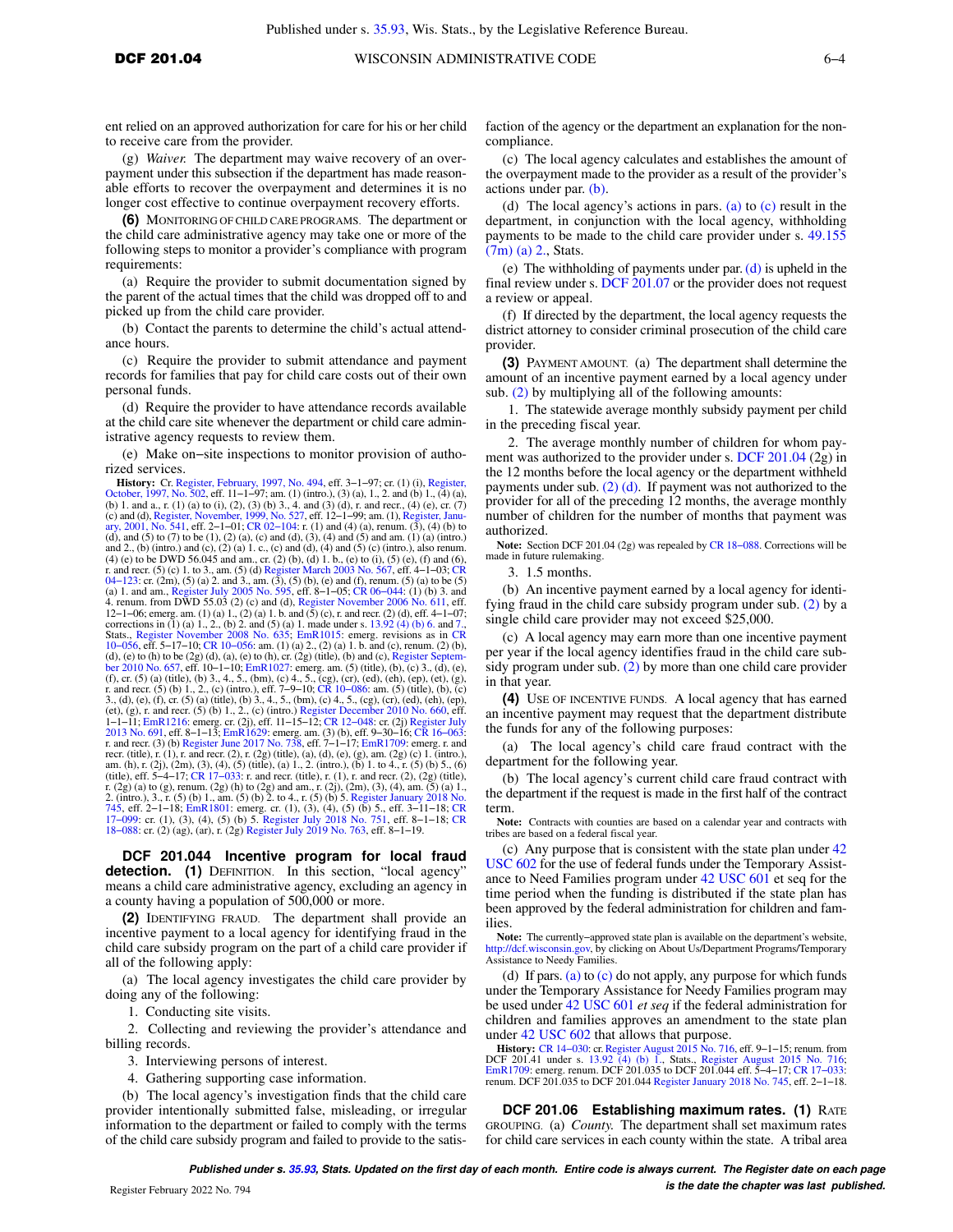ent relied on an approved authorization for care for his or her child to receive care from the provider.

(g) *Waiver.* The department may waive recovery of an overpayment under this subsection if the department has made reasonable efforts to recover the overpayment and determines it is no longer cost effective to continue overpayment recovery efforts.

**(6)** MONITORING OF CHILD CARE PROGRAMS. The department or the child care administrative agency may take one or more of the following steps to monitor a provider's compliance with program requirements:

(a) Require the provider to submit documentation signed by the parent of the actual times that the child was dropped off to and picked up from the child care provider.

(b) Contact the parents to determine the child's actual attendance hours.

(c) Require the provider to submit attendance and payment records for families that pay for child care costs out of their own personal funds.

(d) Require the provider to have attendance records available at the child care site whenever the department or child care administrative agency requests to review them.

(e) Make on−site inspections to monitor provision of authorized services.

**History:** Cr. Register, February, 1997, No. 494, eff. 3−1−97; cr. (1) (i), Register, October, 1997, No. 502, eff. 11−1−97; am. (1) (intro.), (3) (a), 1., 2. and (b) 1., (4) (a), (b) 1. and a., r. (1) (a) to (i), (2), (3) (b) 3., 4. and (3) (d), r. and recr., (4) (e), cr. (7) (c) and (d), Register, November, 1999, No. 527, eff. 12−1−99; am. (1), Register, January, 2001, No. 541, eff. 2−1−01; CR 02−104: r. (1) and (4) (a), renum. (3), (4) (b) to (d), and (5) to (7) to be (1), (2) (a), (c) and (d), (3), (4) and (5) and am. (1) (a) (intro.) and 2., (b) (intro.) and (c), (2) (a) 1. c., (c) and (d), (4) and (5) (c) (intro.), also renum. (4) (e) to be DWD 56.045 and am., cr. (2) (b), (d) 1. b., (e) to (i), (5) (e), (f) and (6), r. and recr. (5) (c) 1. to 3., am. (5) (d) Register March 2003 No. 567, eff. 4−1−03; CR 04−123: cr. (2m), (5) (a) 2. and 3., am. (3), (5) (b), (e) and (f), renum. (5) (a) to be (5) (a) 1. and am., Register July 2005 No. 595, eff. 8−1−05; CR 06−044: (1) (b) 3. and 4. renum. from DWD 55.03 (2) (c) and (d), Register November 2006 No. 611, eff. 12−1−06; emerg. am. (1) (a) 1., (2) (a) 1. b. and (5) (c), r. and recr. (2) (d), eff. 4−1−07; corrections in (1) (a) 1., 2., (b) 2. and (5) (a) 1. made under s. 13.92 (4) (b) 6. and 7., Stats., Register November 2008 No. 635; EmR1015: emerg. revisions as in CR 10−056, eff. 5−17−10; CR 10−056: am. (1) (a) 2., (2) (a) 1. b. and (c), renum. (2) (b), (d), (e) to (h) to be (2g) (d), (a), (e) to (h), cr. (2g) (title), (b) and (c), Register September 2010 No. 657, eff. 10−1−10; EmR1027: emerg. am. (5) (title), (b), (c) 3., (d), (e), (f), cr. (5) (a) (title), (b) 3., 4., 5., (bm), (c) 4., 5., (cg), (cr), (ed), (eh), (ep), (et), (g), r. and recr. (5) (b) 1., 2., (c) (intro.), eff. 7−9−10; CR 10−086: am. (5) (title), (b), (c) 3., (d), (e), (f), cr. (5) (a) (title), (b) 3., 4., 5., (bm), (c) 4., 5., (cg), (cr), (ed), (eh), (ep), (et), (g), r. and recr. (5) (b) 1., 2., (c) (intro.) Register December 2010 No. 660, eff. 1−1−11; EmR1216: emerg. cr. (2j), eff. 11−15−12; CR 12−048: cr. (2j) Register July 2013 No. 691, eff. 8−1−13; EmR1629: emerg. am. (3) (b), eff. 9−30−16; CR 16−063: r. and recr. (3) (b) Register June 2017 No. 738, eff. 7−1−17; EmR1709: emerg. r. and recr. (title), r. (1), r. and recr. (2), r. (2g) (title), (a), (d), (e), (g), am. (2g) (c) 1. (intro.), am. (h), r. (2j), (2m), (3), (4), (5) (title), (a) 1., 2. (intro.), (b) 1. to 4., r. (5) (b) 5., (6) (title), eff. 5−4−17; CR 17−033: r. and recr. (title), r. (1), r. and recr. (2), (2g) (title), r. (2g) (a) to (g), renum. (2g) (h) to (2g) and am., r. (2j), (2m), (3), (4), am. (5) (a) 1., 2. (intro.), 3., r. (5) (b) 1., am. (5) (b) 2. to 4., r. (5) (b) 5. Register January 2018 No. 745, eff. 2−1−18; EmR1801: emerg. cr. (1), (3), (4), (5) (b) 5., eff. 3−11−18; CR 17−099: cr. (1), (3), (4), (5) (b) 5. Register July 2018 No. 751, eff. 8−1−18; CR 18−088: cr. (2) (ag), (ar), r. (2g) Register July 2019 No. 763, eff. 8−1−19.

## DCF 201.044 Incentive program for local fraud detection.

**(1)** DEFINITION. In this section, "local agency" means a child care administrative agency, excluding an agency in a county having a population of 500,000 or more.

**(2)** IDENTIFYING FRAUD. The department shall provide an incentive payment to a local agency for identifying fraud in the child care subsidy program on the part of a child care provider if all of the following apply:

(a) The local agency investigates the child care provider by doing any of the following:

1. Conducting site visits.

2. Collecting and reviewing the provider's attendance and billing records.

3. Interviewing persons of interest.

4. Gathering supporting case information.

(b) The local agency's investigation finds that the child care provider intentionally submitted false, misleading, or irregular information to the department or failed to comply with the terms of the child care subsidy program and failed to provide to the satisfaction of the agency or the department an explanation for the noncompliance.

(c) The local agency calculates and establishes the amount of the overpayment made to the provider as a result of the provider's actions under par. (b).

(d) The local agency's actions in pars. (a) to (c) result in the department, in conjunction with the local agency, withholding payments to be made to the child care provider under s. 49.155 (7m) (a) 2., Stats.

(e) The withholding of payments under par. (d) is upheld in the final review under s. DCF 201.07 or the provider does not request a review or appeal.

(f) If directed by the department, the local agency requests the district attorney to consider criminal prosecution of the child care provider.

**(3)** PAYMENT AMOUNT. (a) The department shall determine the amount of an incentive payment earned by a local agency under sub. (2) by multiplying all of the following amounts:

1. The statewide average monthly subsidy payment per child in the preceding fiscal year.

2. The average monthly number of children for whom payment was authorized to the provider under s. DCF 201.04 (2g) in the 12 months before the local agency or the department withheld payments under sub. (2) (d). If payment was not authorized to the provider for all of the preceding 12 months, the average monthly number of children for the number of months that payment was authorized.

**Note:** Section DCF 201.04 (2g) was repealed by CR 18−088. Corrections will be made in future rulemaking.

3. 1.5 months.

(b) An incentive payment earned by a local agency for identifying fraud in the child care subsidy program under sub. (2) by a single child care provider may not exceed $25,000.

(c) A local agency may earn more than one incentive payment per year if the local agency identifies fraud in the child care subsidy program under sub. (2) by more than one child care provider in that year.

**(4)** USE OF INCENTIVE FUNDS. A local agency that has earned an incentive payment may request that the department distribute the funds for any of the following purposes:

(a) The local agency's child care fraud contract with the department for the following year.

(b) The local agency's current child care fraud contract with the department if the request is made in the first half of the contract term.

**Note:** Contracts with counties are based on a calendar year and contracts with tribes are based on a federal fiscal year.

(c) Any purpose that is consistent with the state plan under 42 USC 602 for the use of federal funds under the Temporary Assistance to Need Families program under 42 USC 601 et seq for the time period when the funding is distributed if the state plan has been approved by the federal administration for children and families.

**Note:** The currently−approved state plan is available on the department's website, http://dcf.wisconsin.gov, by clicking on About Us/Department Programs/Temporary Assistance to Needy Families.

(d) If pars. (a) to (c) do not apply, any purpose for which funds under the Temporary Assistance for Needy Families program may be used under 42 USC 601 *et seq* if the federal administration for children and families approves an amendment to the state plan under 42 USC 602 that allows that purpose.

**History:** CR 14−030: cr. Register August 2015 No. 716, eff. 9−1−15; renum. from DCF 201.41 under s. 13.92 (4) (b) 1., Stats., Register August 2015 No. 716; EmR1709: emerg. renum. DCF 201.035 to DCF 201.044 eff. 5−4−17; CR 17−033: renum. DCF 201.035 to DCF 201.044 Register January 2018 No. 745, eff. 2−1−18.

## DCF 201.06 Establishing maximum rates.

**(1)** RATE GROUPING. (a) *County.* The department shall set maximum rates for child care services in each county within the state. A tribal area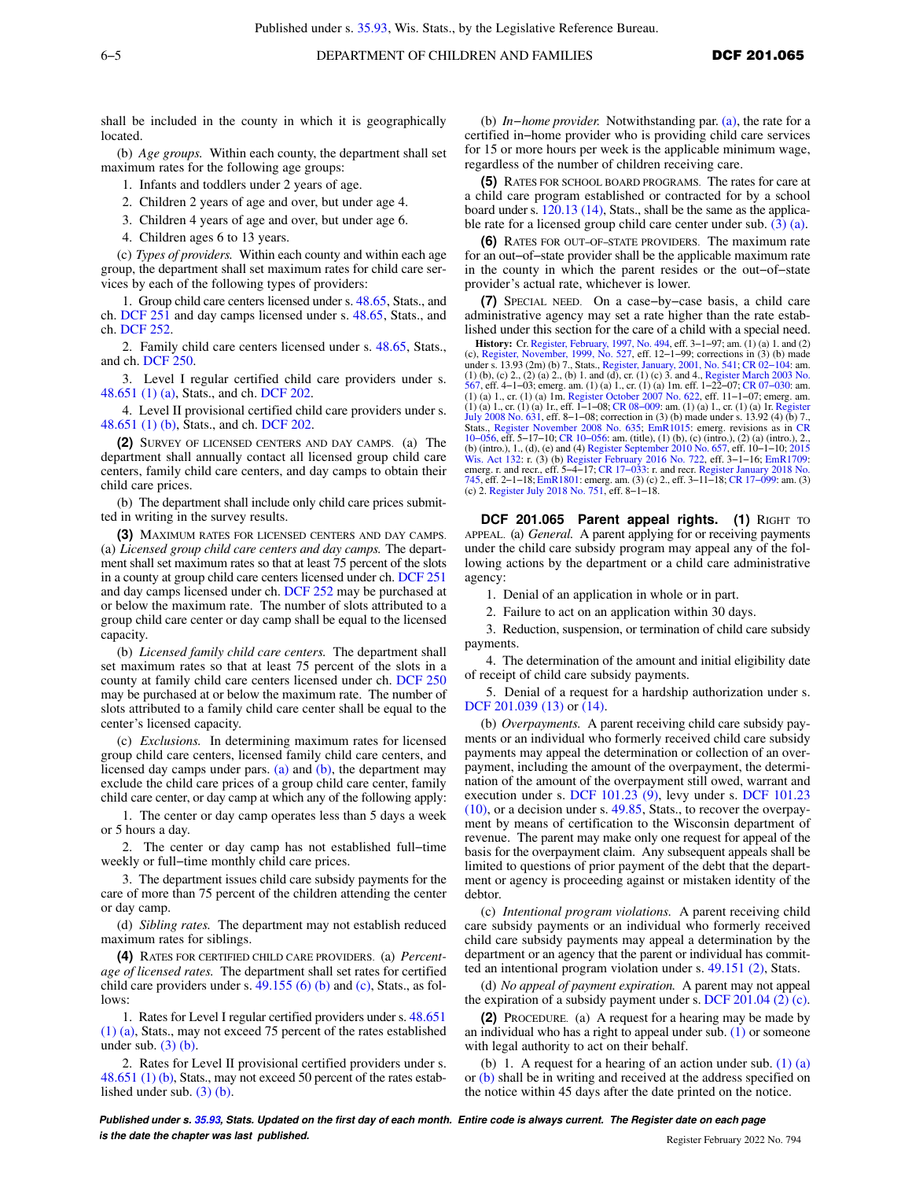shall be included in the county in which it is geographically located.

(b) *Age groups.* Within each county, the department shall set maximum rates for the following age groups:

1. Infants and toddlers under 2 years of age.

2. Children 2 years of age and over, but under age 4.

3. Children 4 years of age and over, but under age 6.

4. Children ages 6 to 13 years.

(c) *Types of providers.* Within each county and within each age group, the department shall set maximum rates for child care services by each of the following types of providers:

1. Group child care centers licensed under s. 48.65, Stats., and ch. DCF 251 and day camps licensed under s. 48.65, Stats., and ch. DCF 252.

2. Family child care centers licensed under s. 48.65, Stats., and ch. DCF 250.

3. Level I regular certified child care providers under s. 48.651 (1) (a), Stats., and ch. DCF 202.

4. Level II provisional certified child care providers under s. 48.651 (1) (b), Stats., and ch. DCF 202.

**(2)** SURVEY OF LICENSED CENTERS AND DAY CAMPS. (a) The department shall annually contact all licensed group child care centers, family child care centers, and day camps to obtain their child care prices.

(b) The department shall include only child care prices submitted in writing in the survey results.

**(3)** MAXIMUM RATES FOR LICENSED CENTERS AND DAY CAMPS. (a) *Licensed group child care centers and day camps.* The department shall set maximum rates so that at least 75 percent of the slots in a county at group child care centers licensed under ch. DCF 251 and day camps licensed under ch. DCF 252 may be purchased at or below the maximum rate. The number of slots attributed to a group child care center or day camp shall be equal to the licensed capacity.

(b) *Licensed family child care centers.* The department shall set maximum rates so that at least 75 percent of the slots in a county at family child care centers licensed under ch. DCF 250 may be purchased at or below the maximum rate. The number of slots attributed to a family child care center shall be equal to the center's licensed capacity.

(c) *Exclusions.* In determining maximum rates for licensed group child care centers, licensed family child care centers, and licensed day camps under pars. (a) and (b), the department may exclude the child care prices of a group child care center, family child care center, or day camp at which any of the following apply:

1. The center or day camp operates less than 5 days a week or 5 hours a day.

2. The center or day camp has not established full−time weekly or full−time monthly child care prices.

3. The department issues child care subsidy payments for the care of more than 75 percent of the children attending the center or day camp.

(d) *Sibling rates.* The department may not establish reduced maximum rates for siblings.

**(4)** RATES FOR CERTIFIED CHILD CARE PROVIDERS. (a) *Percentage of licensed rates.* The department shall set rates for certified child care providers under s. 49.155 (6) (b) and (c), Stats., as follows:

1. Rates for Level I regular certified providers under s. 48.651 (1) (a), Stats., may not exceed 75 percent of the rates established under sub. (3) (b).

2. Rates for Level II provisional certified providers under s. 48.651 (1) (b), Stats., may not exceed 50 percent of the rates established under sub. (3) (b).

(b) *In−home provider.* Notwithstanding par. (a), the rate for a certified in−home provider who is providing child care services for 15 or more hours per week is the applicable minimum wage, regardless of the number of children receiving care.

**(5)** RATES FOR SCHOOL BOARD PROGRAMS. The rates for care at a child care program established or contracted for by a school board under s. 120.13 (14), Stats., shall be the same as the applicable rate for a licensed group child care center under sub. (3) (a).

**(6)** RATES FOR OUT−OF−STATE PROVIDERS. The maximum rate for an out−of−state provider shall be the applicable maximum rate in the county in which the parent resides or the out−of−state provider's actual rate, whichever is lower.

**(7)** SPECIAL NEED. On a case−by−case basis, a child care administrative agency may set a rate higher than the rate established under this section for the care of a child with a special need.

**History:** Cr. Register, February, 1997, No. 494, eff. 3−1−97; am. (1) (a) 1. and (2) (c), Register, November, 1999, No. 527, eff. 12−1−99; corrections in (3) (b) made under s. 13.93 (2m) (b) 7., Stats., Register, January, 2001, No. 541; CR 02−104: am. (1) (b), (c) 2., (2) (a) 2., (b) 1. and (d), cr. (1) (c) 3. and 4., Register March 2003 No. 567, eff. 4−1−03; emerg. am. (1) (a) 1., cr. (1) (a) 1m. eff. 1−22−07; CR 07−030: am. (1) (a) 1., cr. (1) (a) 1m. Register October 2007 No. 622, eff. 11−1−07; emerg. am. (1) (a) 1., cr. (1) (a) 1r., eff. 1−1−08; CR 08−009: am. (1) (a) 1., cr. (1) (a) 1r. Register July 2008 No. 631, eff. 8−1−08; correction in (3) (b) made under s. 13.92 (4) (b) 7., Stats., Register November 2008 No. 635; EmR1015: emerg. revisions as in CR 10−056, eff. 5−17−10; CR 10−056: am. (title), (1) (b), (c) (intro.), (2) (a) (intro.), 2., (b) (intro.), 1., (d), (e) and (4) Register September 2010 No. 657, eff. 10−1−10; 2015 Wis. Act 132: r. (3) (b) Register February 2016 No. 722, eff. 3−1−16; EmR1709: emerg. r. and recr., eff. 5−4−17; CR 17−033: r. and recr. Register January 2018 No. 745, eff. 2−1−18; EmR1801: emerg. am. (3) (c) 2., eff. 3−11−18; CR 17−099: am. (3) (c) 2. Register July 2018 No. 751, eff. 8−1−18.

**DCF 201.065 Parent appeal rights. (1)** RIGHT TO APPEAL. (a) *General.* A parent applying for or receiving payments under the child care subsidy program may appeal any of the following actions by the department or a child care administrative agency:

1. Denial of an application in whole or in part.

2. Failure to act on an application within 30 days.

3. Reduction, suspension, or termination of child care subsidy payments.

4. The determination of the amount and initial eligibility date of receipt of child care subsidy payments.

5. Denial of a request for a hardship authorization under s. DCF 201.039 (13) or (14).

(b) *Overpayments.* A parent receiving child care subsidy payments or an individual who formerly received child care subsidy payments may appeal the determination or collection of an overpayment, including the amount of the overpayment, the determination of the amount of the overpayment still owed, warrant and execution under s. DCF 101.23 (9), levy under s. DCF 101.23 (10), or a decision under s. 49.85, Stats., to recover the overpayment by means of certification to the Wisconsin department of revenue. The parent may make only one request for appeal of the basis for the overpayment claim. Any subsequent appeals shall be limited to questions of prior payment of the debt that the department or agency is proceeding against or mistaken identity of the debtor.

(c) *Intentional program violations.* A parent receiving child care subsidy payments or an individual who formerly received child care subsidy payments may appeal a determination by the department or an agency that the parent or individual has committed an intentional program violation under s. 49.151 (2), Stats.

(d) *No appeal of payment expiration.* A parent may not appeal the expiration of a subsidy payment under s. DCF 201.04 (2) (c).

**(2)** PROCEDURE. (a) A request for a hearing may be made by an individual who has a right to appeal under sub. (1) or someone with legal authority to act on their behalf.

(b) 1. A request for a hearing of an action under sub. (1) (a) or (b) shall be in writing and received at the address specified on the notice within 45 days after the date printed on the notice.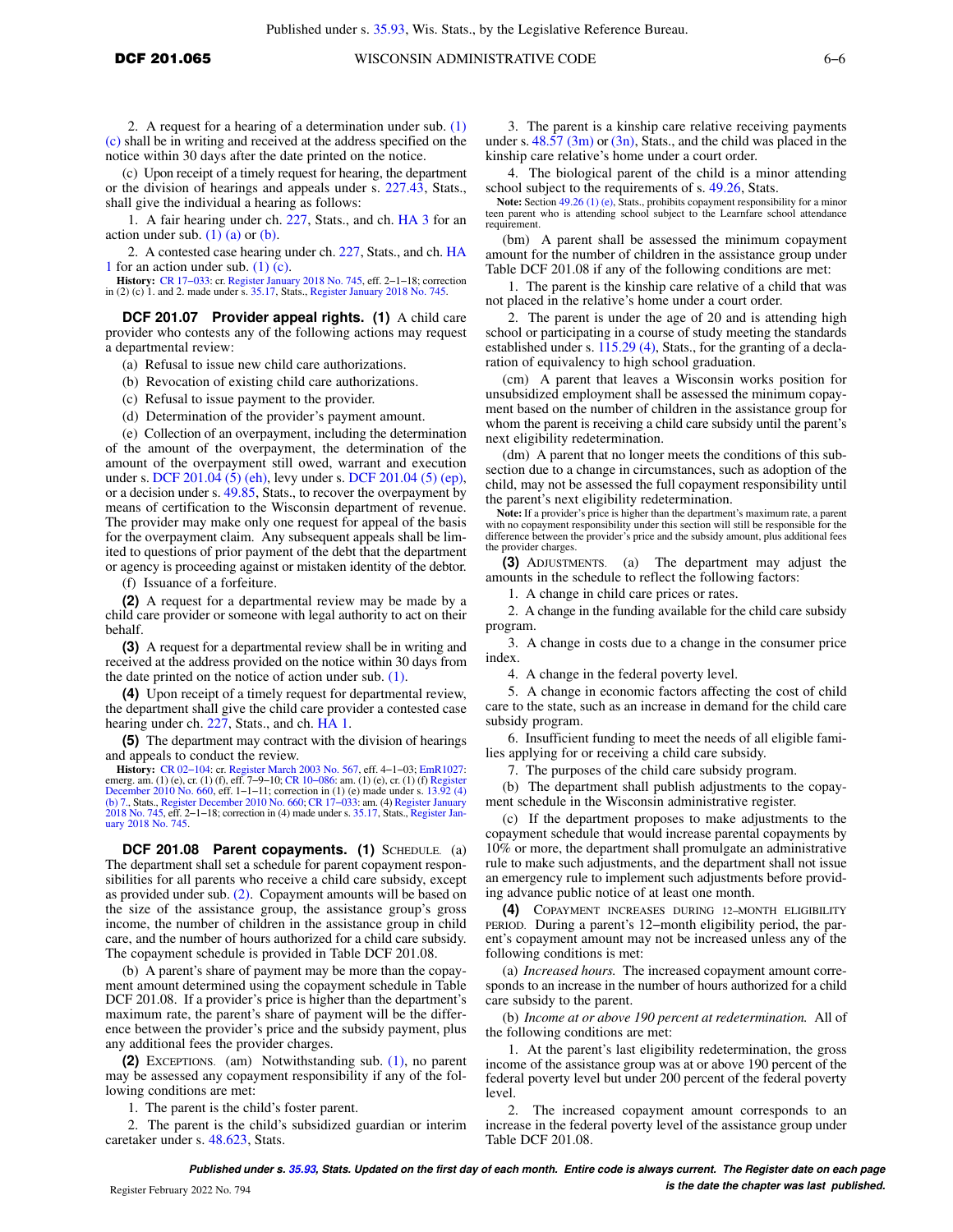2. A request for a hearing of a determination under sub. (1) (c) shall be in writing and received at the address specified on the notice within 30 days after the date printed on the notice.

(c) Upon receipt of a timely request for hearing, the department or the division of hearings and appeals under s. 227.43, Stats., shall give the individual a hearing as follows:

1. A fair hearing under ch. 227, Stats., and ch. HA 3 for an action under sub. (1) (a) or (b).

2. A contested case hearing under ch. 227, Stats., and ch. HA 1 for an action under sub. (1) (c).

**History:** CR 17−033: cr. Register January 2018 No. 745, eff. 2−1−18; correction in (2) (c) 1. and 2. made under s. 35.17, Stats., Register January 2018 No. 745.

**DCF 201.07 Provider appeal rights. (1)** A child care provider who contests any of the following actions may request a departmental review:

(a) Refusal to issue new child care authorizations.

(b) Revocation of existing child care authorizations.

(c) Refusal to issue payment to the provider.

(d) Determination of the provider's payment amount.

(e) Collection of an overpayment, including the determination of the amount of the overpayment, the determination of the amount of the overpayment still owed, warrant and execution under s. DCF 201.04 (5) (eh), levy under s. DCF 201.04 (5) (ep), or a decision under s. 49.85, Stats., to recover the overpayment by means of certification to the Wisconsin department of revenue. The provider may make only one request for appeal of the basis for the overpayment claim. Any subsequent appeals shall be limited to questions of prior payment of the debt that the department or agency is proceeding against or mistaken identity of the debtor.

(f) Issuance of a forfeiture.

**(2)** A request for a departmental review may be made by a child care provider or someone with legal authority to act on their behalf.

**(3)** A request for a departmental review shall be in writing and received at the address provided on the notice within 30 days from the date printed on the notice of action under sub. (1).

**(4)** Upon receipt of a timely request for departmental review, the department shall give the child care provider a contested case hearing under ch. 227, Stats., and ch. HA 1.

**(5)** The department may contract with the division of hearings and appeals to conduct the review.

**History:** CR 02−104: cr. Register March 2003 No. 567, eff. 4−1−03; EmR1027: emerg. am. (1) (e), cr. (1) (f), eff. 7−9−10; CR 10−086: am. (1) (e), cr. (1) (f) Register December 2010 No. 660, eff. 1−1−11; correction in (1) (e) made under s. 13.92 (4) (b) 7., Stats., Register December 2010 No. 660; CR 17−033: am. (4) Register January 2018 No. 745, eff. 2−1−18; correction in (4) made under s. 35.17, Stats., Register January 2018 No. 745.

**DCF 201.08 Parent copayments. (1)** SCHEDULE. (a) The department shall set a schedule for parent copayment responsibilities for all parents who receive a child care subsidy, except as provided under sub. (2). Copayment amounts will be based on the size of the assistance group, the assistance group's gross income, the number of children in the assistance group in child care, and the number of hours authorized for a child care subsidy. The copayment schedule is provided in Table DCF 201.08.

(b) A parent's share of payment may be more than the copayment amount determined using the copayment schedule in Table DCF 201.08. If a provider's price is higher than the department's maximum rate, the parent's share of payment will be the difference between the provider's price and the subsidy payment, plus any additional fees the provider charges.

**(2)** EXCEPTIONS. (am) Notwithstanding sub. (1), no parent may be assessed any copayment responsibility if any of the following conditions are met:

1. The parent is the child's foster parent.

2. The parent is the child's subsidized guardian or interim caretaker under s. 48.623, Stats.

3. The parent is a kinship care relative receiving payments under s. 48.57 (3m) or (3n), Stats., and the child was placed in the kinship care relative's home under a court order.

4. The biological parent of the child is a minor attending school subject to the requirements of s. 49.26, Stats.

**Note:** Section 49.26 (1) (e), Stats., prohibits copayment responsibility for a minor teen parent who is attending school subject to the Learnfare school attendance requirement.

(bm) A parent shall be assessed the minimum copayment amount for the number of children in the assistance group under Table DCF 201.08 if any of the following conditions are met:

1. The parent is the kinship care relative of a child that was not placed in the relative's home under a court order.

2. The parent is under the age of 20 and is attending high school or participating in a course of study meeting the standards established under s. 115.29 (4), Stats., for the granting of a declaration of equivalency to high school graduation.

(cm) A parent that leaves a Wisconsin works position for unsubsidized employment shall be assessed the minimum copayment based on the number of children in the assistance group for whom the parent is receiving a child care subsidy until the parent's next eligibility redetermination.

(dm) A parent that no longer meets the conditions of this subsection due to a change in circumstances, such as adoption of the child, may not be assessed the full copayment responsibility until the parent's next eligibility redetermination.

**Note:** If a provider's price is higher than the department's maximum rate, a parent with no copayment responsibility under this section will still be responsible for the difference between the provider's price and the subsidy amount, plus additional fees the provider charges.

**(3)** ADJUSTMENTS. (a) The department may adjust the amounts in the schedule to reflect the following factors:

1. A change in child care prices or rates.

2. A change in the funding available for the child care subsidy program.

3. A change in costs due to a change in the consumer price index.

4. A change in the federal poverty level.

5. A change in economic factors affecting the cost of child care to the state, such as an increase in demand for the child care subsidy program.

6. Insufficient funding to meet the needs of all eligible families applying for or receiving a child care subsidy.

7. The purposes of the child care subsidy program.

(b) The department shall publish adjustments to the copayment schedule in the Wisconsin administrative register.

(c) If the department proposes to make adjustments to the copayment schedule that would increase parental copayments by 10% or more, the department shall promulgate an administrative rule to make such adjustments, and the department shall not issue an emergency rule to implement such adjustments before providing advance public notice of at least one month.

**(4)** COPAYMENT INCREASES DURING 12−MONTH ELIGIBILITY PERIOD. During a parent's 12−month eligibility period, the parent's copayment amount may not be increased unless any of the following conditions is met:

(a) *Increased hours.* The increased copayment amount corresponds to an increase in the number of hours authorized for a child care subsidy to the parent.

(b) *Income at or above 190 percent at redetermination.* All of the following conditions are met:

1. At the parent's last eligibility redetermination, the gross income of the assistance group was at or above 190 percent of the federal poverty level but under 200 percent of the federal poverty level.

2. The increased copayment amount corresponds to an increase in the federal poverty level of the assistance group under Table DCF 201.08.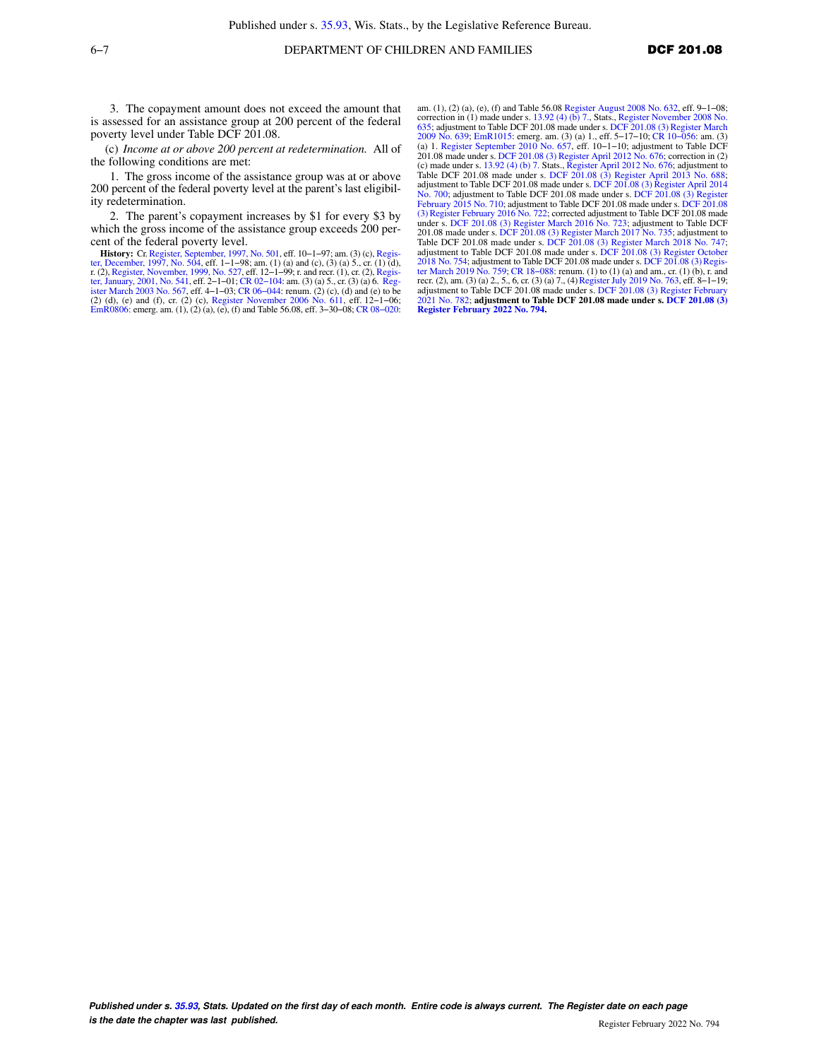3. The copayment amount does not exceed the amount that is assessed for an assistance group at 200 percent of the federal poverty level under Table DCF 201.08.

(c) *Income at or above 200 percent at redetermination.* All of the following conditions are met:

1. The gross income of the assistance group was at or above 200 percent of the federal poverty level at the parent's last eligibility redetermination.

2. The parent's copayment increases by $1 for every $3 by which the gross income of the assistance group exceeds 200 percent of the federal poverty level.

**History:** Cr. Register, September, 1997, No. 501, eff. 10–1–97; am. (3) (c), Register, December, 1997, No. 504, eff. 1–1–98; am. (1) (a) and (c), (3) (a) 5., cr. (1) (d), r. (2), Register, November, 1999, No. 527, eff. 12–1–99; r. and recr. (1), cr. (2), Register, January, 2001, No. 541, eff. 2–1–01; CR 02–104: am. (3) (a) 5., cr. (3) (a) 6. Register March 2003 No. 567, eff. 4–1–03; CR 06–044: renum. (2) (c), (d) and (e) to be (2) (d), (e) and (f), cr. (2) (c), Register November 2006 No. 611, eff. 12–1–06; EmR0806: emerg. am. (1), (2) (a), (e), (f) and Table 56.08, eff. 3–30–08; CR 08–020: am. (1), (2) (a), (e), (f) and Table 56.08 Register August 2008 No. 632, eff. 9–1–08; correction in (1) made under s. 13.92 (4) (b) 7., Stats., Register November 2008 No. 635; adjustment to Table DCF 201.08 made under s. DCF 201.08 (3) Register March 2009 No. 639; EmR1015: emerg. am. (3) (a) 1., eff. 5–17–10; CR 10–056: am. (3) (a) 1. Register September 2010 No. 657, eff. 10–1–10; adjustment to Table DCF 201.08 made under s. DCF 201.08 (3) Register April 2012 No. 676; correction in (2) (c) made under s. 13.92 (4) (b) 7. Stats., Register April 2012 No. 676; adjustment to Table DCF 201.08 made under s. DCF 201.08 (3) Register April 2013 No. 688; adjustment to Table DCF 201.08 made under s. DCF 201.08 (3) Register April 2014 No. 700; adjustment to Table DCF 201.08 made under s. DCF 201.08 (3) Register February 2015 No. 710; adjustment to Table DCF 201.08 made under s. DCF 201.08 (3) Register February 2016 No. 722; corrected adjustment to Table DCF 201.08 made under s. DCF 201.08 (3) Register March 2016 No. 723; adjustment to Table DCF 201.08 made under s. DCF 201.08 (3) Register March 2017 No. 735; adjustment to Table DCF 201.08 made under s. DCF 201.08 (3) Register March 2018 No. 747; adjustment to Table DCF 201.08 made under s. DCF 201.08 (3) Register October 2018 No. 754; adjustment to Table DCF 201.08 made under s. DCF 201.08 (3) Register March 2019 No. 759; CR 18–088: renum. (1) to (1) (a) and am., cr. (1) (b), r. and recr. (2), am. (3) (a) 2., 5., 6, cr. (3) (a) 7., (4) Register July 2019 No. 763, eff. 8–1–19; adjustment to Table DCF 201.08 made under s. DCF 201.08 (3) Register February 2021 No. 782; **adjustment to Table DCF 201.08 made under s. DCF 201.08 (3) Register February 2022 No. 794.**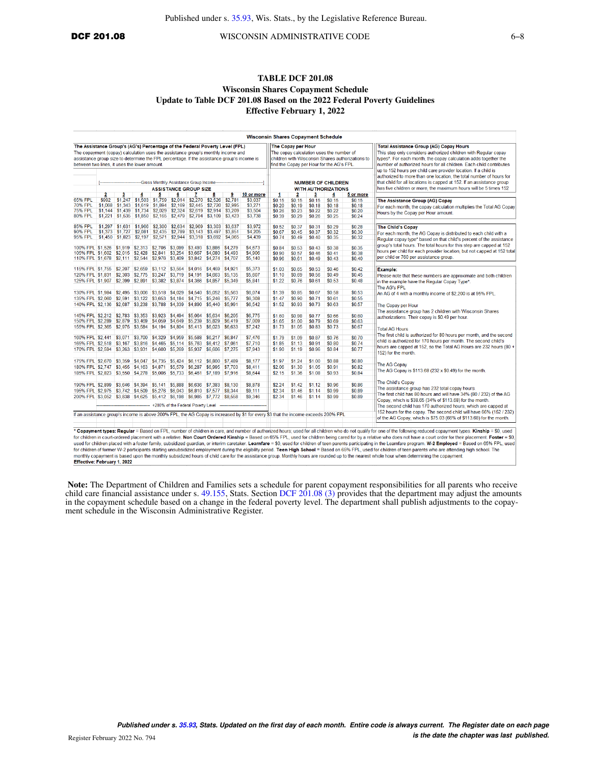### TABLE DCF 201.08
### Wisconsin Shares Copayment Schedule
### Update to Table DCF 201.08 Based on the 2022 Federal Poverty Guidelines
### Effective February 1, 2022

**Wisconsin Shares Copayment Schedule**

**The Assistance Group's (AG's) Percentage of the Federal Poverty Level (FPL)**
The copayment (copay) calculation uses the assistance group's monthly income and assistance group size to determine the FPL percentage. If the assistance group's income is between two lines, it uses the lower amount.

**The Copay per Hour**
The copay calculation uses the number of children with Wisconsin Shares authorizations to find the Copay per Hour for the AG's FPL.

| | Gross Monthly Assistance Group Income — ASSISTANCE GROUP SIZE | | | | | | | | | NUMBER OF CHILDREN WITH AUTHORIZATIONS | | | | |
|---|---|---|---|---|---|---|---|---|---|---|---|---|---|---|
| | 2 | 3 | 4 | 5 | 6 | 7 | 8 | 9 | 10 or more | 1 | 2 | 3 | 4 | 5 or more |
| 65% FPL | $992 | $1,247 | $1,503 | $1,759 | $2,014 | $2,270 | $2,526 | $2,781 | $3,037 | $0.15 | $0.15 | $0.15 | $0.15 | $0.15 |
| 70% FPL | $1,068 | $1,343 | $1,619 | $1,894 | $2,169 | $2,445 | $2,720 | $2,995 | $3,271 | $0.20 | $0.19 | $0.18 | $0.18 | $0.18 |
| 75% FPL | $1,144 | $1,439 | $1,734 | $2,029 | $2,324 | $2,619 | $2,914 | $3,209 | $3,504 | $0.26 | $0.23 | $0.22 | $0.22 | $0.20 |
| 80% FPL | $1,221 | $1,535 | $1,850 | $2,165 | $2,479 | $2,794 | $3,109 | $3,423 | $3,738 | $0.39 | $0.29 | $0.26 | $0.25 | $0.24 |
| 85% FPL | $1,297 | $1,631 | $1,966 | $2,300 | $2,634 | $2,969 | $3,303 | $3,637 | $3,972 | $0.52 | $0.37 | $0.31 | $0.29 | $0.28 |
| 90% FPL | $1,373 | $1,727 | $2,081 | $2,435 | $2,789 | $3,143 | $3,497 | $3,851 | $4,205 | $0.67 | $0.45 | $0.37 | $0.32 | $0.30 |
| 95% FPL | $1,450 | $1,823 | $2,197 | $2,571 | $2,944 | $3,318 | $3,692 | $4,065 | $4,439 | $0.74 | $0.49 | $0.40 | $0.35 | $0.32 |
| 100% FPL | $1,526 | $1,919 | $2,313 | $2,706 | $3,099 | $3,493 | $3,886 | $4,279 | $4,673 | $0.84 | $0.53 | $0.43 | $0.38 | $0.35 |
| 105% FPL | $1,602 | $2,015 | $2,428 | $2,841 | $3,254 | $3,667 | $4,080 | $4,493 | $4,906 | $0.90 | $0.57 | $0.46 | $0.41 | $0.38 |
| 110% FPL | $1,678 | $2,111 | $2,544 | $2,976 | $3,409 | $3,842 | $4,274 | $4,707 | $5,140 | $0.96 | $0.61 | $0.49 | $0.43 | $0.40 |
| 115% FPL | $1,755 | $2,207 | $2,659 | $3,112 | $3,564 | $4,016 | $4,469 | $4,921 | $5,373 | $1.03 | $0.65 | $0.53 | $0.46 | $0.42 |
| 120% FPL | $1,831 | $2,303 | $2,775 | $3,247 | $3,719 | $4,191 | $4,663 | $5,135 | $5,607 | $1.10 | $0.69 | $0.56 | $0.49 | $0.45 |
| 125% FPL | $1,907 | $2,399 | $2,891 | $3,382 | $3,874 | $4,366 | $4,857 | $5,349 | $5,841 | $1.22 | $0.76 | $0.61 | $0.53 | $0.48 |
| 130% FPL | $1,984 | $2,495 | $3,006 | $3,518 | $4,029 | $4,540 | $5,052 | $5,563 | $6,074 | $1.39 | $0.85 | $0.67 | $0.58 | $0.53 |
| 135% FPL | $2,060 | $2,591 | $3,122 | $3,653 | $4,184 | $4,715 | $5,246 | $5,777 | $6,308 | $1.47 | $0.90 | $0.71 | $0.61 | $0.55 |
| 140% FPL | $2,136 | $2,687 | $3,238 | $3,788 | $4,339 | $4,890 | $5,440 | $5,991 | $6,542 | $1.52 | $0.93 | $0.73 | $0.63 | $0.57 |
| 145% FPL | $2,212 | $2,783 | $3,353 | $3,923 | $4,494 | $5,064 | $5,634 | $6,205 | $6,775 | $1.60 | $0.98 | $0.77 | $0.66 | $0.60 |
| 150% FPL | $2,289 | $2,879 | $3,469 | $4,059 | $4,649 | $5,239 | $5,829 | $6,419 | $7,009 | $1.65 | $1.00 | $0.79 | $0.69 | $0.63 |
| 155% FPL | $2,365 | $2,975 | $3,584 | $4,194 | $4,804 | $5,413 | $6,023 | $6,633 | $7,242 | $1.73 | $1.05 | $0.83 | $0.73 | $0.67 |
| 160% FPL | $2,441 | $3,071 | $3,700 | $4,329 | $4,959 | $5,588 | $6,217 | $6,847 | $7,476 | $1.79 | $1.09 | $0.87 | $0.76 | $0.70 |
| 165% FPL | $2,518 | $3,167 | $3,816 | $4,465 | $5,114 | $5,763 | $6,412 | $7,061 | $7,710 | $1.85 | $1.13 | $0.91 | $0.80 | $0.74 |
| 170% FPL | $2,594 | $3,263 | $3,931 | $4,600 | $5,269 | $5,937 | $6,606 | $7,275 | $7,943 | $1.90 | $1.19 | $0.96 | $0.84 | $0.77 |
| 175% FPL | $2,670 | $3,359 | $4,047 | $4,735 | $5,424 | $6,112 | $6,800 | $7,489 | $8,177 | $1.97 | $1.24 | $1.00 | $0.88 | $0.80 |
| 180% FPL | $2,747 | $3,455 | $4,163 | $4,871 | $5,579 | $6,287 | $6,995 | $7,703 | $8,411 | $2.06 | $1.30 | $1.05 | $0.91 | $0.82 |
| 185% FPL | $2,823 | $3,550 | $4,278 | $5,006 | $5,733 | $6,461 | $7,189 | $7,916 | $8,644 | $2.15 | $1.36 | $1.08 | $0.93 | $0.84 |
| 190% FPL | $2,899 | $3,646 | $4,394 | $5,141 | $5,888 | $6,636 | $7,383 | $8,130 | $8,878 | $2.24 | $1.42 | $1.12 | $0.96 | $0.86 |
| 195% FPL | $2,975 | $3,742 | $4,509 | $5,276 | $6,043 | $6,810 | $7,577 | $8,344 | $9,111 | $2.34 | $1.46 | $1.14 | $0.99 | $0.89 |
| 200% FPL | $3,052 | $3,838 | $4,625 | $5,412 | $6,198 | $6,985 | $7,772 | $8,558 | $9,346 | $2.34 | $1.46 | $1.14 | $0.99 | $0.89 |
| | +200% of the Federal Poverty Level | | | | | | | | | | | | | |

If an assistance group's income is above 200% FPL, the AG Copay is increased by $1 for every $3 that the income exceeds 200% FPL

**Total Assistance Group (AG) Copay Hours**
This step only considers authorized children with Regular copay types*. For each month, the copay calculation adds together the number of authorized hours for all children. Each child contributes up to 152 hours per child care provider location. If a child is authorized to more than one location, the total number of hours for that child for all locations is capped at 152. If an assistance group has five children or more, the maximum hours will be 5 times 152

**The Assistance Group (AG) Copay**
For each month, the copay calculation multiplies the Total AG Copay Hours by the Copay per Hour amount.

**The Child's Copay**
For each month, the AG Copay is distributed to each child with a Regular copay type* based on that child's percent of the assistance group's total hours. The total hours for this step are capped at 152 hours per child for each provider location, but not capped at 152 total per child or 760 per assistance group.

**Example:**
Please note that these numbers are approximate and both children in the example have the Regular Copay Type*.

The AG's FPL
An AG of 4 with a monthly income of $2,200 is at 95% FPL.

The Copay per Hour
The assistance group has 2 children with Wisconsin Shares authorizations. Their copay is $0.49 per hour.

Total AG Hours
The first child is authorized for 80 hours per month, and the second child is authorized for 170 hours per month. The second child's hours are capped at 152, so the Total AG Hours are 232 hours (80 + 152) for the month.

The AG Copay
The AG Copay is $113.68 (232 x $0.49) for the month.

The Child's Copay
The assistance group has 232 total copay hours.
The first child has 80 hours and will have 34% (80 / 232) of the AG Copay, which is $38.65 (34% of $113.68) for the month.
The second child has 170 authorized hours, which are capped at 152 hours for the copay. The second child will have 66% (152 / 232) of the AG Copay, which is $75.03 (66% of $113.68) for the month.

\* **Copayment types: Regular** = Based on FPL, number of children in care, and number of authorized hours; used for all children who do not qualify for one of the following reduced copayment types. **Kinship** = $0, used for children in court-ordered placement with a relative. **Non Court Ordered Kinship** = Based on 65% FPL, used for children being cared for by a relative who does not have a court order for their placement. **Foster** = $0, used for children placed with a foster family, subsidized guardian, or interim caretaker. **Learnfare** = $0, used for children of teen parents participating in the Learnfare program. **W-2 Employed** = Based on 65% FPL, used for children of former W-2 participants starting unsubsidized employment during the eligibility period. **Teen High School** = Based on 65% FPL, used for children of teen parents who are attending high school. The monthly copayment is based upon the monthly subsidized hours of child care for the assistance group. Monthly hours are rounded up to the nearest whole hour when determining the copayment.
**Effective: February 1, 2022**

**Note:** The Department of Children and Families sets a schedule for parent copayment responsibilities for all parents who receive child care financial assistance under s. 49.155, Stats. Section DCF 201.08 (3) provides that the department may adjust the amounts in the copayment schedule based on a change in the federal poverty level. The department shall publish adjustments to the copayment schedule in the Wisconsin Administrative Register.